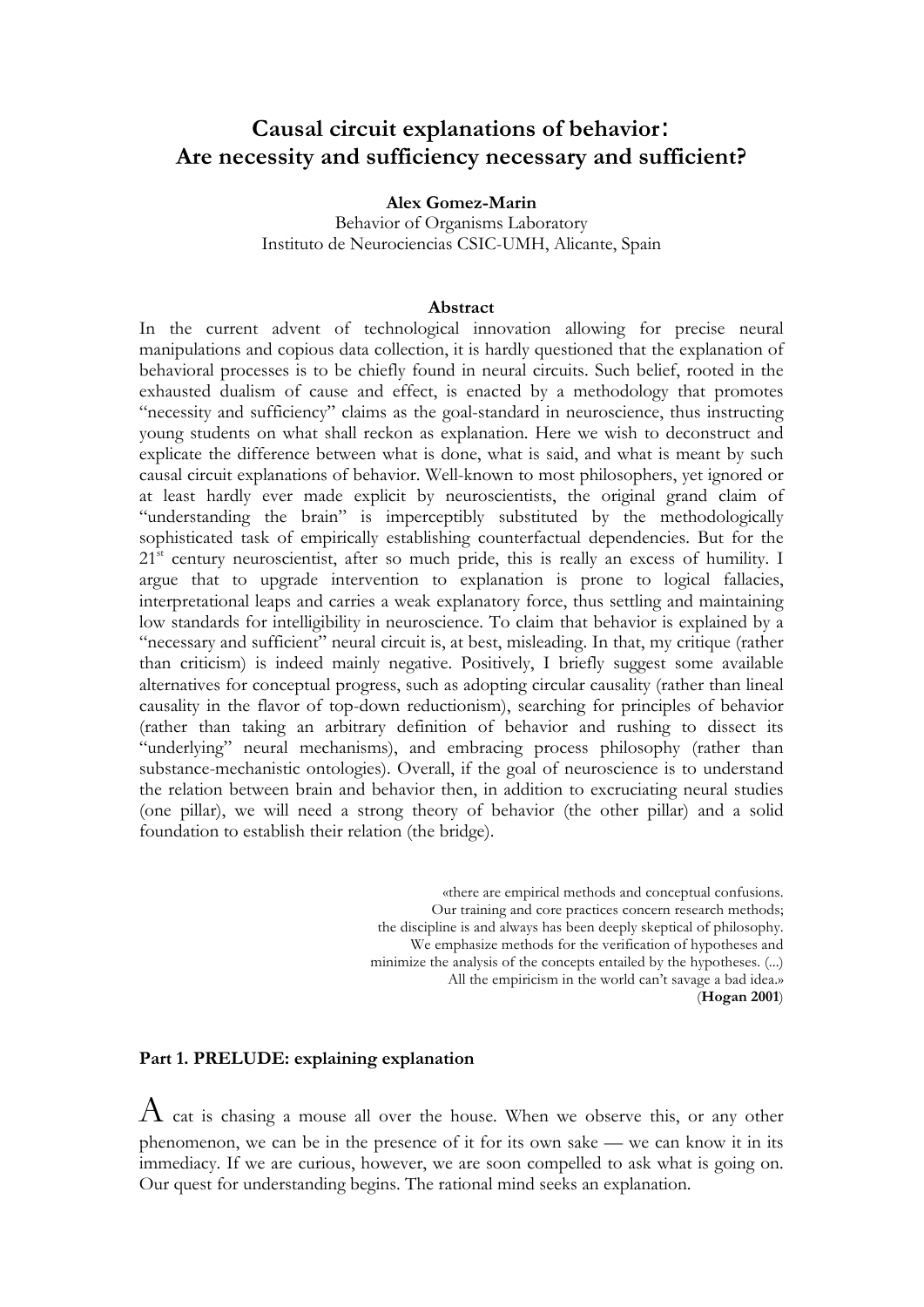# Causal circuit explanations of behavior: Are necessity and sufficiency necessary and sufficient?

**Alex Gomez-Marin**
Behavior of Organisms Laboratory
Instituto de Neurociencias CSIC-UMH, Alicante, Spain

### Abstract

In the current advent of technological innovation allowing for precise neural manipulations and copious data collection, it is hardly questioned that the explanation of behavioral processes is to be chiefly found in neural circuits. Such belief, rooted in the exhausted dualism of cause and effect, is enacted by a methodology that promotes "necessity and sufficiency" claims as the goal-standard in neuroscience, thus instructing young students on what shall reckon as explanation. Here we wish to deconstruct and explicate the difference between what is done, what is said, and what is meant by such causal circuit explanations of behavior. Well-known to most philosophers, yet ignored or at least hardly ever made explicit by neuroscientists, the original grand claim of "understanding the brain" is imperceptibly substituted by the methodologically sophisticated task of empirically establishing counterfactual dependencies. But for the 21st century neuroscientist, after so much pride, this is really an excess of humility. I argue that to upgrade intervention to explanation is prone to logical fallacies, interpretational leaps and carries a weak explanatory force, thus settling and maintaining low standards for intelligibility in neuroscience. To claim that behavior is explained by a "necessary and sufficient" neural circuit is, at best, misleading. In that, my critique (rather than criticism) is indeed mainly negative. Positively, I briefly suggest some available alternatives for conceptual progress, such as adopting circular causality (rather than lineal causality in the flavor of top-down reductionism), searching for principles of behavior (rather than taking an arbitrary definition of behavior and rushing to dissect its "underlying" neural mechanisms), and embracing process philosophy (rather than substance-mechanistic ontologies). Overall, if the goal of neuroscience is to understand the relation between brain and behavior then, in addition to excruciating neural studies (one pillar), we will need a strong theory of behavior (the other pillar) and a solid foundation to establish their relation (the bridge).

> «there are empirical methods and conceptual confusions.
> Our training and core practices concern research methods;
> the discipline is and always has been deeply skeptical of philosophy.
> We emphasize methods for the verification of hypotheses and
> minimize the analysis of the concepts entailed by the hypotheses. (...)
> All the empiricism in the world can't savage a bad idea.»
> (**Hogan 2001**)

## Part 1. PRELUDE: explaining explanation

A cat is chasing a mouse all over the house. When we observe this, or any other phenomenon, we can be in the presence of it for its own sake — we can know it in its immediacy. If we are curious, however, we are soon compelled to ask what is going on. Our quest for understanding begins. The rational mind seeks an explanation.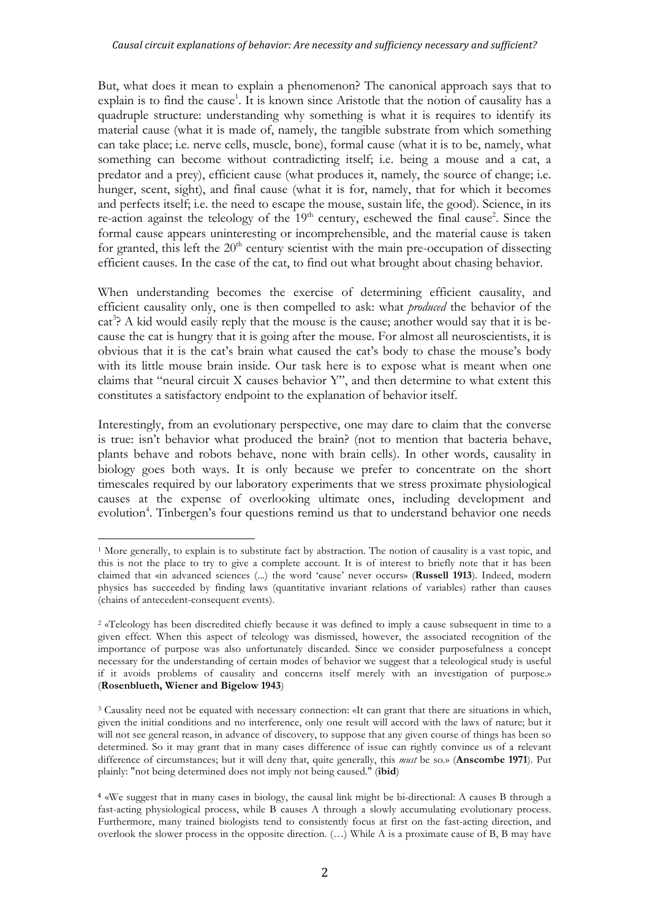But, what does it mean to explain a phenomenon? The canonical approach says that to explain is to find the cause[1]. It is known since Aristotle that the notion of causality has a quadruple structure: understanding why something is what it is requires to identify its material cause (what it is made of, namely, the tangible substrate from which something can take place; i.e. nerve cells, muscle, bone), formal cause (what it is to be, namely, what something can become without contradicting itself; i.e. being a mouse and a cat, a predator and a prey), efficient cause (what produces it, namely, the source of change; i.e. hunger, scent, sight), and final cause (what it is for, namely, that for which it becomes and perfects itself; i.e. the need to escape the mouse, sustain life, the good). Science, in its re-action against the teleology of the 19th century, eschewed the final cause[2]. Since the formal cause appears uninteresting or incomprehensible, and the material cause is taken for granted, this left the 20th century scientist with the main pre-occupation of dissecting efficient causes. In the case of the cat, to find out what brought about chasing behavior.

When understanding becomes the exercise of determining efficient causality, and efficient causality only, one is then compelled to ask: what *produced* the behavior of the cat[3]? A kid would easily reply that the mouse is the cause; another would say that it is because the cat is hungry that it is going after the mouse. For almost all neuroscientists, it is obvious that it is the cat's brain what caused the cat's body to chase the mouse's body with its little mouse brain inside. Our task here is to expose what is meant when one claims that "neural circuit X causes behavior Y", and then determine to what extent this constitutes a satisfactory endpoint to the explanation of behavior itself.

Interestingly, from an evolutionary perspective, one may dare to claim that the converse is true: isn't behavior what produced the brain? (not to mention that bacteria behave, plants behave and robots behave, none with brain cells). In other words, causality in biology goes both ways. It is only because we prefer to concentrate on the short timescales required by our laboratory experiments that we stress proximate physiological causes at the expense of overlooking ultimate ones, including development and evolution[4]. Tinbergen's four questions remind us that to understand behavior one needs

---

[1] More generally, to explain is to substitute fact by abstraction. The notion of causality is a vast topic, and this is not the place to try to give a complete account. It is of interest to briefly note that it has been claimed that «in advanced sciences (...) the word 'cause' never occurs» (**Russell 1913**). Indeed, modern physics has succeeded by finding laws (quantitative invariant relations of variables) rather than causes (chains of antecedent-consequent events).

[2] «Teleology has been discredited chiefly because it was defined to imply a cause subsequent in time to a given effect. When this aspect of teleology was dismissed, however, the associated recognition of the importance of purpose was also unfortunately discarded. Since we consider purposefulness a concept necessary for the understanding of certain modes of behavior we suggest that a teleological study is useful if it avoids problems of causality and concerns itself merely with an investigation of purpose.» (**Rosenblueth, Wiener and Bigelow 1943**)

[3] Causality need not be equated with necessary connection: «It can grant that there are situations in which, given the initial conditions and no interference, only one result will accord with the laws of nature; but it will not see general reason, in advance of discovery, to suppose that any given course of things has been so determined. So it may grant that in many cases difference of issue can rightly convince us of a relevant difference of circumstances; but it will deny that, quite generally, this *must* be so.» (**Anscombe 1971**). Put plainly: "not being determined does not imply not being caused." (**ibid**)

[4] «We suggest that in many cases in biology, the causal link might be bi-directional: A causes B through a fast-acting physiological process, while B causes A through a slowly accumulating evolutionary process. Furthermore, many trained biologists tend to consistently focus at first on the fast-acting direction, and overlook the slower process in the opposite direction. (…) While A is a proximate cause of B, B may have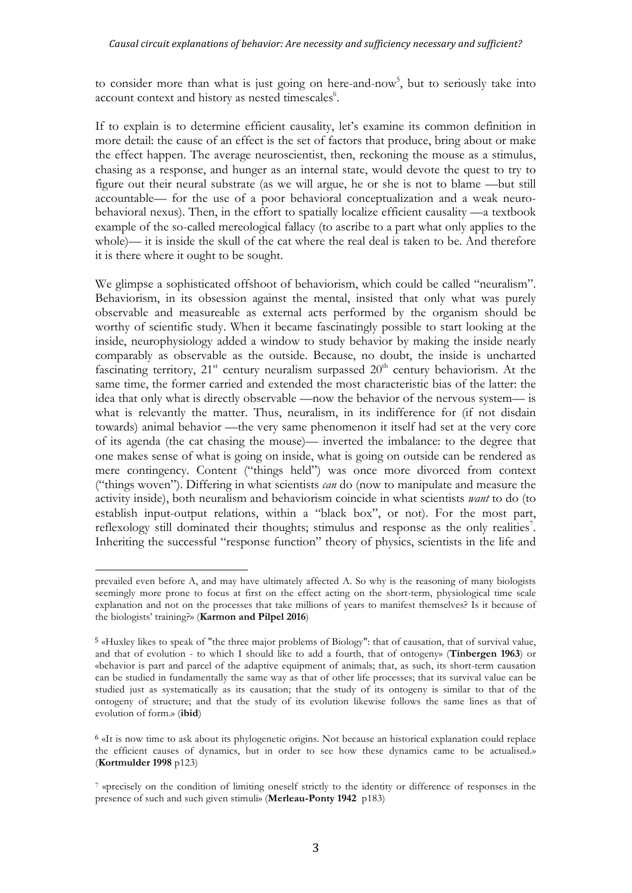to consider more than what is just going on here-and-now[5], but to seriously take into account context and history as nested timescales[6].

If to explain is to determine efficient causality, let's examine its common definition in more detail: the cause of an effect is the set of factors that produce, bring about or make the effect happen. The average neuroscientist, then, reckoning the mouse as a stimulus, chasing as a response, and hunger as an internal state, would devote the quest to try to figure out their neural substrate (as we will argue, he or she is not to blame —but still accountable— for the use of a poor behavioral conceptualization and a weak neuro-behavioral nexus). Then, in the effort to spatially localize efficient causality —a textbook example of the so-called mereological fallacy (to ascribe to a part what only applies to the whole)— it is inside the skull of the cat where the real deal is taken to be. And therefore it is there where it ought to be sought.

We glimpse a sophisticated offshoot of behaviorism, which could be called "neuralism". Behaviorism, in its obsession against the mental, insisted that only what was purely observable and measureable as external acts performed by the organism should be worthy of scientific study. When it became fascinatingly possible to start looking at the inside, neurophysiology added a window to study behavior by making the inside nearly comparably as observable as the outside. Because, no doubt, the inside is uncharted fascinating territory, 21st century neuralism surpassed 20th century behaviorism. At the same time, the former carried and extended the most characteristic bias of the latter: the idea that only what is directly observable —now the behavior of the nervous system— is what is relevantly the matter. Thus, neuralism, in its indifference for (if not disdain towards) animal behavior —the very same phenomenon it itself had set at the very core of its agenda (the cat chasing the mouse)— inverted the imbalance: to the degree that one makes sense of what is going on inside, what is going on outside can be rendered as mere contingency. Content ("things held") was once more divorced from context ("things woven"). Differing in what scientists *can* do (now to manipulate and measure the activity inside), both neuralism and behaviorism coincide in what scientists *want* to do (to establish input-output relations, within a "black box", or not). For the most part, reflexology still dominated their thoughts; stimulus and response as the only realities[7]. Inheriting the successful "response function" theory of physics, scientists in the life and

---

prevailed even before A, and may have ultimately affected A. So why is the reasoning of many biologists seemingly more prone to focus at first on the effect acting on the short-term, physiological time scale explanation and not on the processes that take millions of years to manifest themselves? Is it because of the biologists' training?» (**Karmon and Pilpel 2016**)

[5] «Huxley likes to speak of "the three major problems of Biology": that of causation, that of survival value, and that of evolution - to which I should like to add a fourth, that of ontogeny» (**Tinbergen 1963**) or «behavior is part and parcel of the adaptive equipment of animals; that, as such, its short-term causation can be studied in fundamentally the same way as that of other life processes; that its survival value can be studied just as systematically as its causation; that the study of its ontogeny is similar to that of the ontogeny of structure; and that the study of its evolution likewise follows the same lines as that of evolution of form.» (**ibid**)

[6] «It is now time to ask about its phylogenetic origins. Not because an historical explanation could replace the efficient causes of dynamics, but in order to see how these dynamics came to be actualised.» (**Kortmulder 1998** p123)

[7] «precisely on the condition of limiting oneself strictly to the identity or difference of responses in the presence of such and such given stimuli» (**Merleau-Ponty 1942** p183)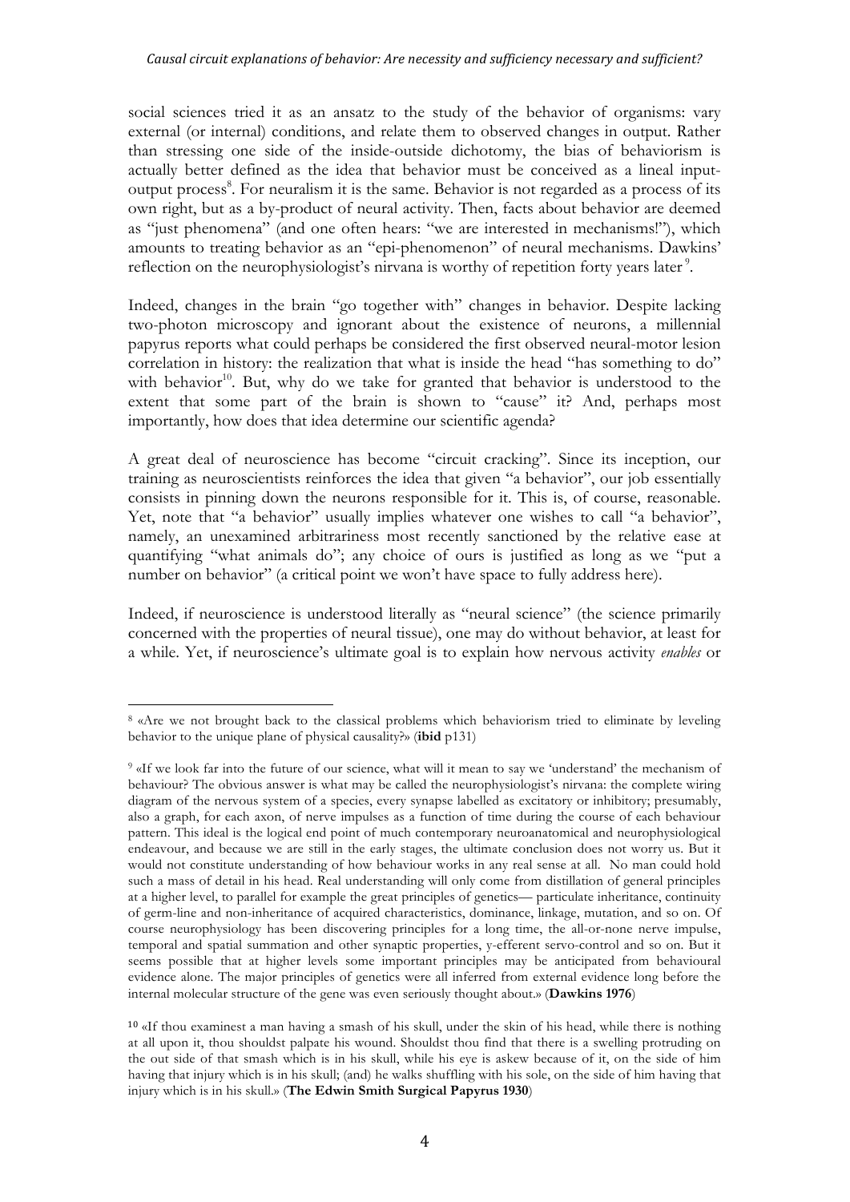social sciences tried it as an ansatz to the study of the behavior of organisms: vary external (or internal) conditions, and relate them to observed changes in output. Rather than stressing one side of the inside-outside dichotomy, the bias of behaviorism is actually better defined as the idea that behavior must be conceived as a lineal input-output process[8]. For neuralism it is the same. Behavior is not regarded as a process of its own right, but as a by-product of neural activity. Then, facts about behavior are deemed as "just phenomena" (and one often hears: "we are interested in mechanisms!"), which amounts to treating behavior as an "epi-phenomenon" of neural mechanisms. Dawkins' reflection on the neurophysiologist's nirvana is worthy of repetition forty years later[9].

Indeed, changes in the brain "go together with" changes in behavior. Despite lacking two-photon microscopy and ignorant about the existence of neurons, a millennial papyrus reports what could perhaps be considered the first observed neural-motor lesion correlation in history: the realization that what is inside the head "has something to do" with behavior[10]. But, why do we take for granted that behavior is understood to the extent that some part of the brain is shown to "cause" it? And, perhaps most importantly, how does that idea determine our scientific agenda?

A great deal of neuroscience has become "circuit cracking". Since its inception, our training as neuroscientists reinforces the idea that given "a behavior", our job essentially consists in pinning down the neurons responsible for it. This is, of course, reasonable. Yet, note that "a behavior" usually implies whatever one wishes to call "a behavior", namely, an unexamined arbitrariness most recently sanctioned by the relative ease at quantifying "what animals do"; any choice of ours is justified as long as we "put a number on behavior" (a critical point we won't have space to fully address here).

Indeed, if neuroscience is understood literally as "neural science" (the science primarily concerned with the properties of neural tissue), one may do without behavior, at least for a while. Yet, if neuroscience's ultimate goal is to explain how nervous activity *enables* or

---

[8] «Are we not brought back to the classical problems which behaviorism tried to eliminate by leveling behavior to the unique plane of physical causality?» (**ibid** p131)

[9] «If we look far into the future of our science, what will it mean to say we 'understand' the mechanism of behaviour? The obvious answer is what may be called the neurophysiologist's nirvana: the complete wiring diagram of the nervous system of a species, every synapse labelled as excitatory or inhibitory; presumably, also a graph, for each axon, of nerve impulses as a function of time during the course of each behaviour pattern. This ideal is the logical end point of much contemporary neuroanatomical and neurophysiological endeavour, and because we are still in the early stages, the ultimate conclusion does not worry us. But it would not constitute understanding of how behaviour works in any real sense at all. No man could hold such a mass of detail in his head. Real understanding will only come from distillation of general principles at a higher level, to parallel for example the great principles of genetics— particulate inheritance, continuity of germ-line and non-inheritance of acquired characteristics, dominance, linkage, mutation, and so on. Of course neurophysiology has been discovering principles for a long time, the all-or-none nerve impulse, temporal and spatial summation and other synaptic properties, y-efferent servo-control and so on. But it seems possible that at higher levels some important principles may be anticipated from behavioural evidence alone. The major principles of genetics were all inferred from external evidence long before the internal molecular structure of the gene was even seriously thought about.» (**Dawkins 1976**)

[10] «If thou examinest a man having a smash of his skull, under the skin of his head, while there is nothing at all upon it, thou shouldst palpate his wound. Shouldst thou find that there is a swelling protruding on the out side of that smash which is in his skull, while his eye is askew because of it, on the side of him having that injury which is in his skull; (and) he walks shuffling with his sole, on the side of him having that injury which is in his skull.» (**The Edwin Smith Surgical Papyrus 1930**)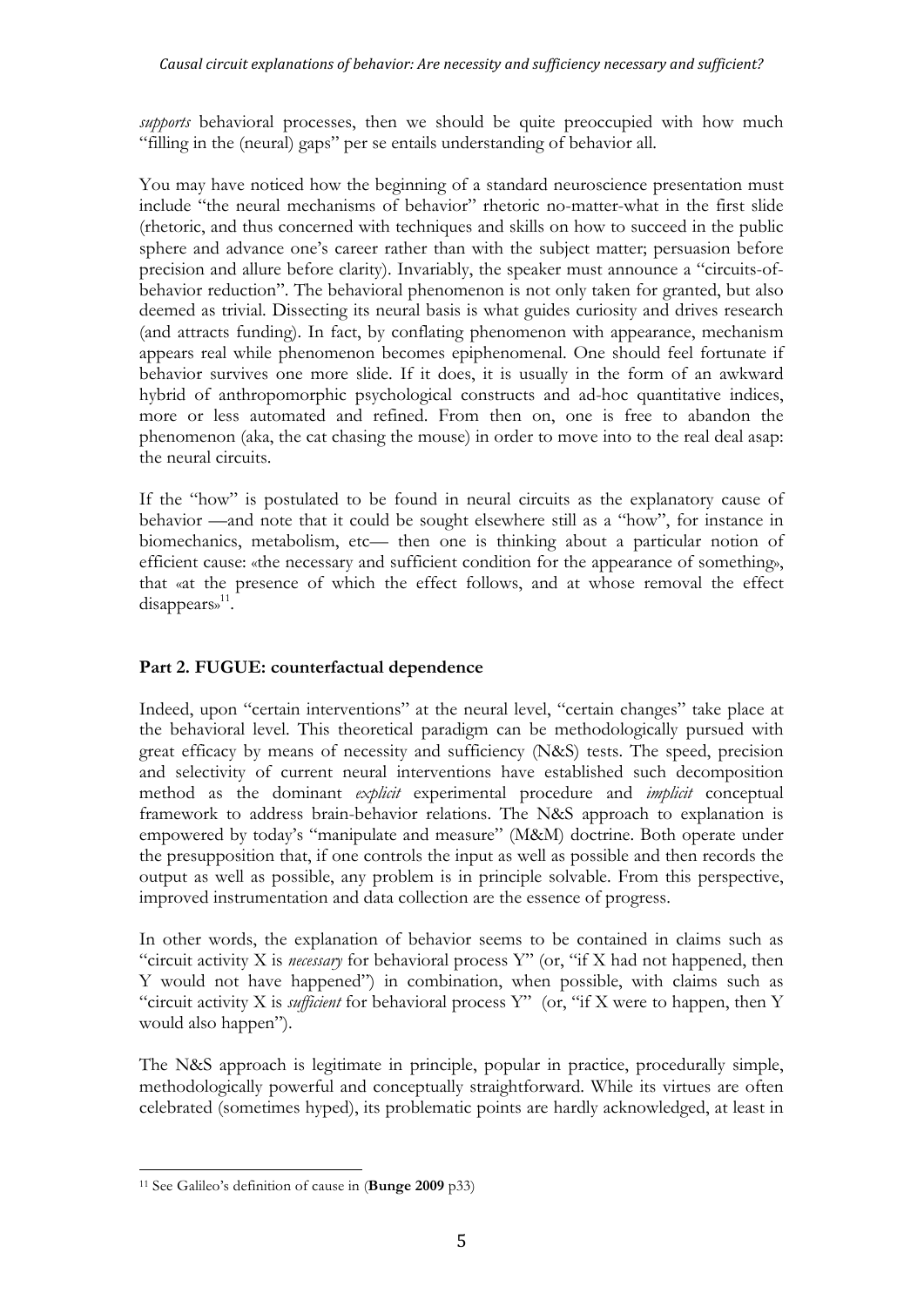*supports* behavioral processes, then we should be quite preoccupied with how much "filling in the (neural) gaps" per se entails understanding of behavior all.

You may have noticed how the beginning of a standard neuroscience presentation must include "the neural mechanisms of behavior" rhetoric no-matter-what in the first slide (rhetoric, and thus concerned with techniques and skills on how to succeed in the public sphere and advance one's career rather than with the subject matter; persuasion before precision and allure before clarity). Invariably, the speaker must announce a "circuits-of-behavior reduction". The behavioral phenomenon is not only taken for granted, but also deemed as trivial. Dissecting its neural basis is what guides curiosity and drives research (and attracts funding). In fact, by conflating phenomenon with appearance, mechanism appears real while phenomenon becomes epiphenomenal. One should feel fortunate if behavior survives one more slide. If it does, it is usually in the form of an awkward hybrid of anthropomorphic psychological constructs and ad-hoc quantitative indices, more or less automated and refined. From then on, one is free to abandon the phenomenon (aka, the cat chasing the mouse) in order to move into to the real deal asap: the neural circuits.

If the "how" is postulated to be found in neural circuits as the explanatory cause of behavior —and note that it could be sought elsewhere still as a "how", for instance in biomechanics, metabolism, etc— then one is thinking about a particular notion of efficient cause: «the necessary and sufficient condition for the appearance of something», that «at the presence of which the effect follows, and at whose removal the effect disappears»[11].

## Part 2. FUGUE: counterfactual dependence

Indeed, upon "certain interventions" at the neural level, "certain changes" take place at the behavioral level. This theoretical paradigm can be methodologically pursued with great efficacy by means of necessity and sufficiency (N&S) tests. The speed, precision and selectivity of current neural interventions have established such decomposition method as the dominant *explicit* experimental procedure and *implicit* conceptual framework to address brain-behavior relations. The N&S approach to explanation is empowered by today's "manipulate and measure" (M&M) doctrine. Both operate under the presupposition that, if one controls the input as well as possible and then records the output as well as possible, any problem is in principle solvable. From this perspective, improved instrumentation and data collection are the essence of progress.

In other words, the explanation of behavior seems to be contained in claims such as "circuit activity X is *necessary* for behavioral process Y" (or, "if X had not happened, then Y would not have happened") in combination, when possible, with claims such as "circuit activity X is *sufficient* for behavioral process Y" (or, "if X were to happen, then Y would also happen").

The N&S approach is legitimate in principle, popular in practice, procedurally simple, methodologically powerful and conceptually straightforward. While its virtues are often celebrated (sometimes hyped), its problematic points are hardly acknowledged, at least in

---

[11] See Galileo's definition of cause in (**Bunge 2009** p33)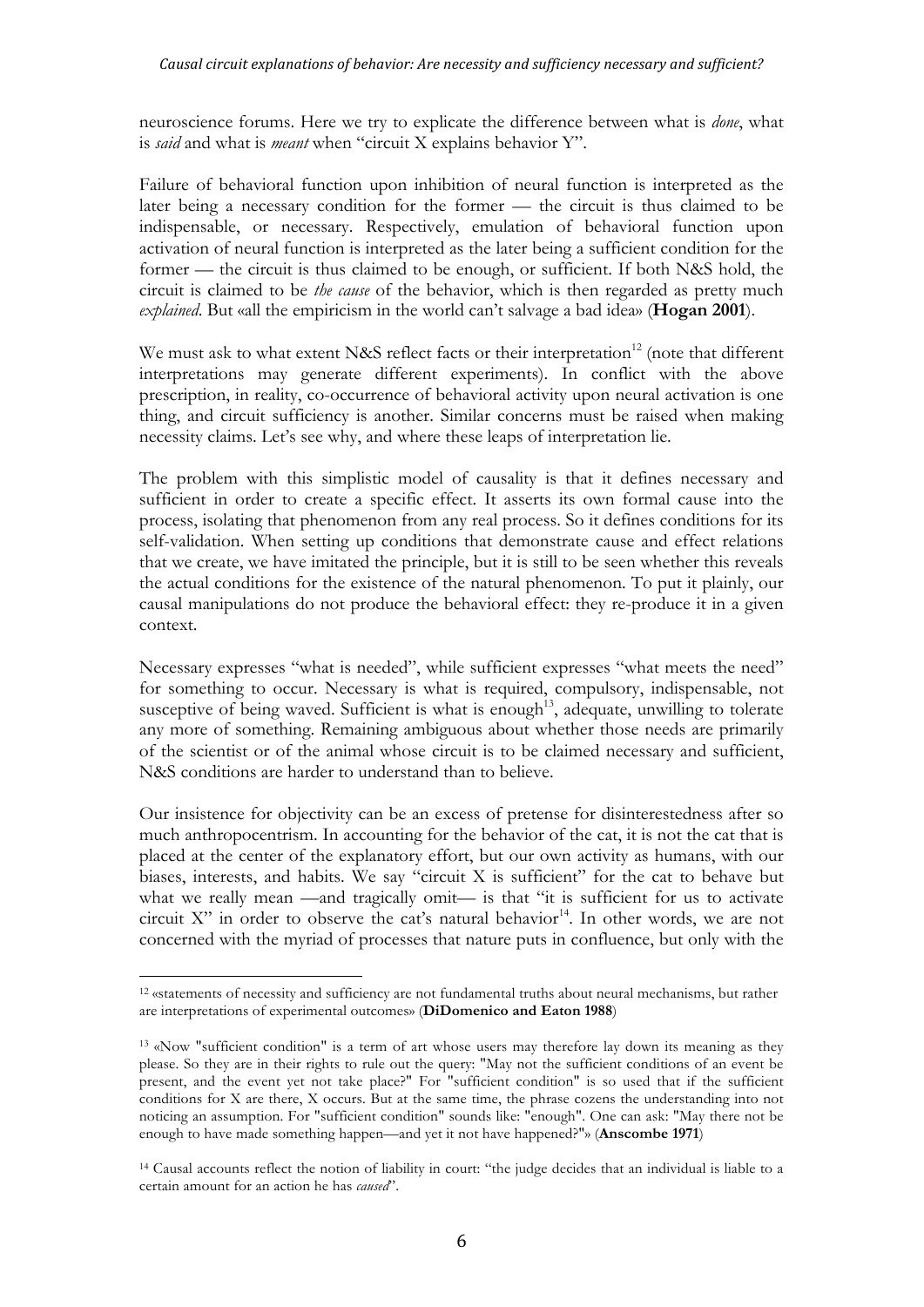neuroscience forums. Here we try to explicate the difference between what is *done*, what is *said* and what is *meant* when "circuit X explains behavior Y".

Failure of behavioral function upon inhibition of neural function is interpreted as the later being a necessary condition for the former — the circuit is thus claimed to be indispensable, or necessary. Respectively, emulation of behavioral function upon activation of neural function is interpreted as the later being a sufficient condition for the former — the circuit is thus claimed to be enough, or sufficient. If both N&S hold, the circuit is claimed to be *the cause* of the behavior, which is then regarded as pretty much *explained*. But «all the empiricism in the world can't salvage a bad idea» (**Hogan 2001**).

We must ask to what extent N&S reflect facts or their interpretation[12] (note that different interpretations may generate different experiments). In conflict with the above prescription, in reality, co-occurrence of behavioral activity upon neural activation is one thing, and circuit sufficiency is another. Similar concerns must be raised when making necessity claims. Let's see why, and where these leaps of interpretation lie.

The problem with this simplistic model of causality is that it defines necessary and sufficient in order to create a specific effect. It asserts its own formal cause into the process, isolating that phenomenon from any real process. So it defines conditions for its self-validation. When setting up conditions that demonstrate cause and effect relations that we create, we have imitated the principle, but it is still to be seen whether this reveals the actual conditions for the existence of the natural phenomenon. To put it plainly, our causal manipulations do not produce the behavioral effect: they re-produce it in a given context.

Necessary expresses "what is needed", while sufficient expresses "what meets the need" for something to occur. Necessary is what is required, compulsory, indispensable, not susceptive of being waved. Sufficient is what is enough[13], adequate, unwilling to tolerate any more of something. Remaining ambiguous about whether those needs are primarily of the scientist or of the animal whose circuit is to be claimed necessary and sufficient, N&S conditions are harder to understand than to believe.

Our insistence for objectivity can be an excess of pretense for disinterestedness after so much anthropocentrism. In accounting for the behavior of the cat, it is not the cat that is placed at the center of the explanatory effort, but our own activity as humans, with our biases, interests, and habits. We say "circuit X is sufficient" for the cat to behave but what we really mean —and tragically omit— is that "it is sufficient for us to activate circuit X" in order to observe the cat's natural behavior[14]. In other words, we are not concerned with the myriad of processes that nature puts in confluence, but only with the

---

[12] «statements of necessity and sufficiency are not fundamental truths about neural mechanisms, but rather are interpretations of experimental outcomes» (**DiDomenico and Eaton 1988**)

[13] «Now "sufficient condition" is a term of art whose users may therefore lay down its meaning as they please. So they are in their rights to rule out the query: "May not the sufficient conditions of an event be present, and the event yet not take place?" For "sufficient condition" is so used that if the sufficient conditions for X are there, X occurs. But at the same time, the phrase cozens the understanding into not noticing an assumption. For "sufficient condition" sounds like: "enough". One can ask: "May there not be enough to have made something happen—and yet it not have happened?"» (**Anscombe 1971**)

[14] Causal accounts reflect the notion of liability in court: "the judge decides that an individual is liable to a certain amount for an action he has *caused*".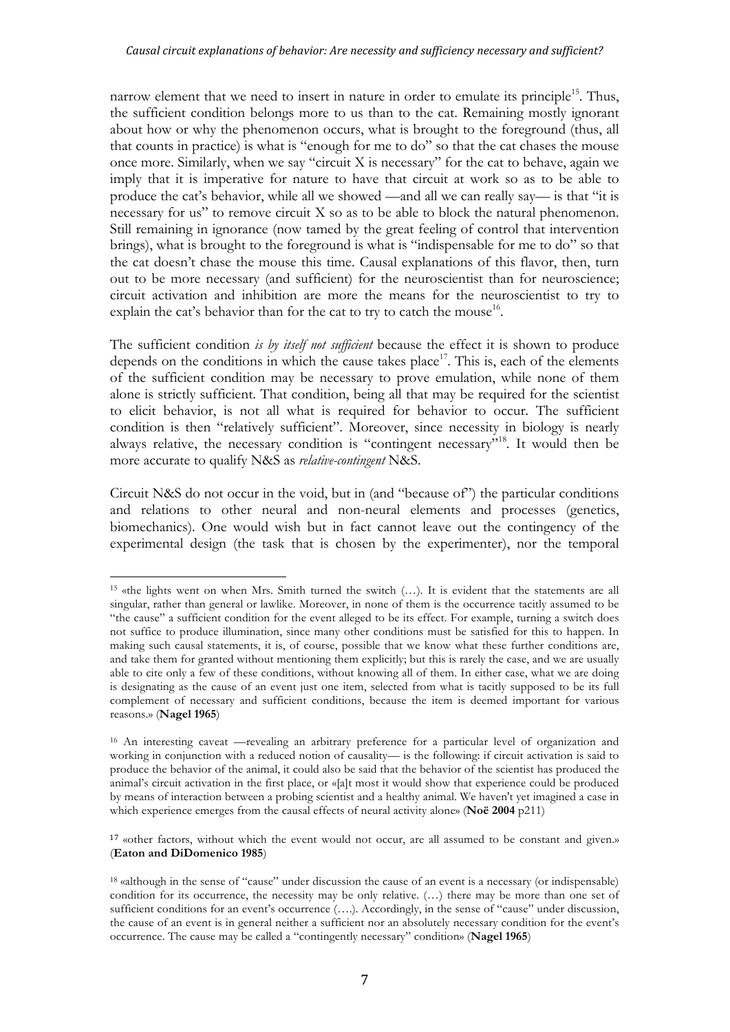narrow element that we need to insert in nature in order to emulate its principle[15]. Thus, the sufficient condition belongs more to us than to the cat. Remaining mostly ignorant about how or why the phenomenon occurs, what is brought to the foreground (thus, all that counts in practice) is what is "enough for me to do" so that the cat chases the mouse once more. Similarly, when we say "circuit X is necessary" for the cat to behave, again we imply that it is imperative for nature to have that circuit at work so as to be able to produce the cat's behavior, while all we showed —and all we can really say— is that "it is necessary for us" to remove circuit X so as to be able to block the natural phenomenon. Still remaining in ignorance (now tamed by the great feeling of control that intervention brings), what is brought to the foreground is what is "indispensable for me to do" so that the cat doesn't chase the mouse this time. Causal explanations of this flavor, then, turn out to be more necessary (and sufficient) for the neuroscientist than for neuroscience; circuit activation and inhibition are more the means for the neuroscientist to try to explain the cat's behavior than for the cat to try to catch the mouse[16].

The sufficient condition *is by itself not sufficient* because the effect it is shown to produce depends on the conditions in which the cause takes place[17]. This is, each of the elements of the sufficient condition may be necessary to prove emulation, while none of them alone is strictly sufficient. That condition, being all that may be required for the scientist to elicit behavior, is not all what is required for behavior to occur. The sufficient condition is then "relatively sufficient". Moreover, since necessity in biology is nearly always relative, the necessary condition is "contingent necessary"[18]. It would then be more accurate to qualify N&S as *relative-contingent* N&S.

Circuit N&S do not occur in the void, but in (and "because of") the particular conditions and relations to other neural and non-neural elements and processes (genetics, biomechanics). One would wish but in fact cannot leave out the contingency of the experimental design (the task that is chosen by the experimenter), nor the temporal

---

[15] «the lights went on when Mrs. Smith turned the switch (…). It is evident that the statements are all singular, rather than general or lawlike. Moreover, in none of them is the occurrence tacitly assumed to be "the cause" a sufficient condition for the event alleged to be its effect. For example, turning a switch does not suffice to produce illumination, since many other conditions must be satisfied for this to happen. In making such causal statements, it is, of course, possible that we know what these further conditions are, and take them for granted without mentioning them explicitly; but this is rarely the case, and we are usually able to cite only a few of these conditions, without knowing all of them. In either case, what we are doing is designating as the cause of an event just one item, selected from what is tacitly supposed to be its full complement of necessary and sufficient conditions, because the item is deemed important for various reasons.» (**Nagel 1965**)

[16] An interesting caveat —revealing an arbitrary preference for a particular level of organization and working in conjunction with a reduced notion of causality— is the following: if circuit activation is said to produce the behavior of the animal, it could also be said that the behavior of the scientist has produced the animal's circuit activation in the first place, or «[a]t most it would show that experience could be produced by means of interaction between a probing scientist and a healthy animal. We haven't yet imagined a case in which experience emerges from the causal effects of neural activity alone» (**Noë 2004** p211)

[17] «other factors, without which the event would not occur, are all assumed to be constant and given.» (**Eaton and DiDomenico 1985**)

[18] «although in the sense of "cause" under discussion the cause of an event is a necessary (or indispensable) condition for its occurrence, the necessity may be only relative. (…) there may be more than one set of sufficient conditions for an event's occurrence (….). Accordingly, in the sense of "cause" under discussion, the cause of an event is in general neither a sufficient nor an absolutely necessary condition for the event's occurrence. The cause may be called a "contingently necessary" condition» (**Nagel 1965**)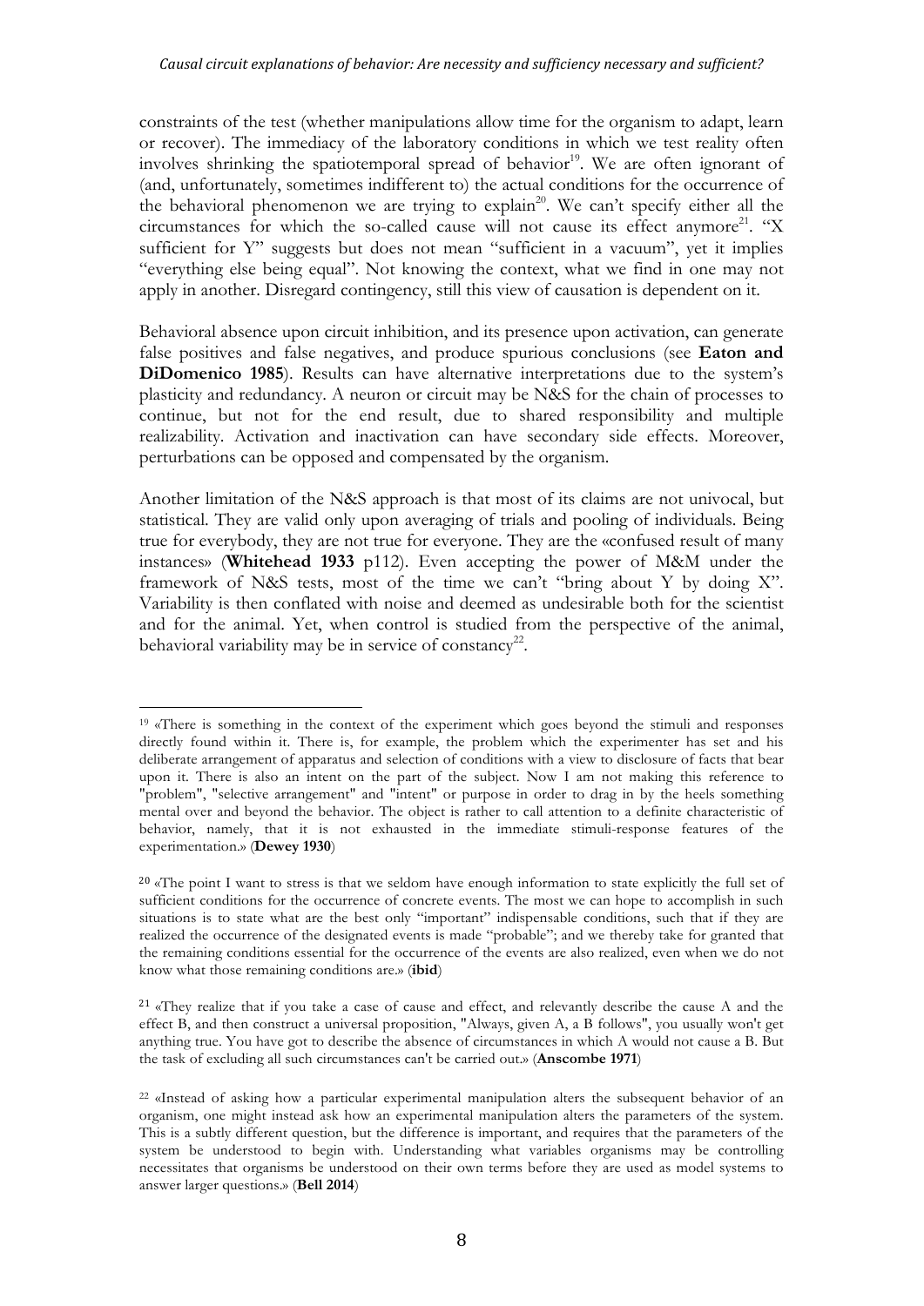constraints of the test (whether manipulations allow time for the organism to adapt, learn or recover). The immediacy of the laboratory conditions in which we test reality often involves shrinking the spatiotemporal spread of behavior[19]. We are often ignorant of (and, unfortunately, sometimes indifferent to) the actual conditions for the occurrence of the behavioral phenomenon we are trying to explain[20]. We can't specify either all the circumstances for which the so-called cause will not cause its effect anymore[21]. "X sufficient for Y" suggests but does not mean "sufficient in a vacuum", yet it implies "everything else being equal". Not knowing the context, what we find in one may not apply in another. Disregard contingency, still this view of causation is dependent on it.

Behavioral absence upon circuit inhibition, and its presence upon activation, can generate false positives and false negatives, and produce spurious conclusions (see **Eaton and DiDomenico 1985**). Results can have alternative interpretations due to the system's plasticity and redundancy. A neuron or circuit may be N&S for the chain of processes to continue, but not for the end result, due to shared responsibility and multiple realizability. Activation and inactivation can have secondary side effects. Moreover, perturbations can be opposed and compensated by the organism.

Another limitation of the N&S approach is that most of its claims are not univocal, but statistical. They are valid only upon averaging of trials and pooling of individuals. Being true for everybody, they are not true for everyone. They are the «confused result of many instances» (**Whitehead 1933** p112). Even accepting the power of M&M under the framework of N&S tests, most of the time we can't "bring about Y by doing X". Variability is then conflated with noise and deemed as undesirable both for the scientist and for the animal. Yet, when control is studied from the perspective of the animal, behavioral variability may be in service of constancy[22].

---

[19] «There is something in the context of the experiment which goes beyond the stimuli and responses directly found within it. There is, for example, the problem which the experimenter has set and his deliberate arrangement of apparatus and selection of conditions with a view to disclosure of facts that bear upon it. There is also an intent on the part of the subject. Now I am not making this reference to "problem", "selective arrangement" and "intent" or purpose in order to drag in by the heels something mental over and beyond the behavior. The object is rather to call attention to a definite characteristic of behavior, namely, that it is not exhausted in the immediate stimuli-response features of the experimentation.» (**Dewey 1930**)

[20] «The point I want to stress is that we seldom have enough information to state explicitly the full set of sufficient conditions for the occurrence of concrete events. The most we can hope to accomplish in such situations is to state what are the best only "important" indispensable conditions, such that if they are realized the occurrence of the designated events is made "probable"; and we thereby take for granted that the remaining conditions essential for the occurrence of the events are also realized, even when we do not know what those remaining conditions are.» (**ibid**)

[21] «They realize that if you take a case of cause and effect, and relevantly describe the cause A and the effect B, and then construct a universal proposition, "Always, given A, a B follows", you usually won't get anything true. You have got to describe the absence of circumstances in which A would not cause a B. But the task of excluding all such circumstances can't be carried out.» (**Anscombe 1971**)

[22] «Instead of asking how a particular experimental manipulation alters the subsequent behavior of an organism, one might instead ask how an experimental manipulation alters the parameters of the system. This is a subtly different question, but the difference is important, and requires that the parameters of the system be understood to begin with. Understanding what variables organisms may be controlling necessitates that organisms be understood on their own terms before they are used as model systems to answer larger questions.» (**Bell 2014**)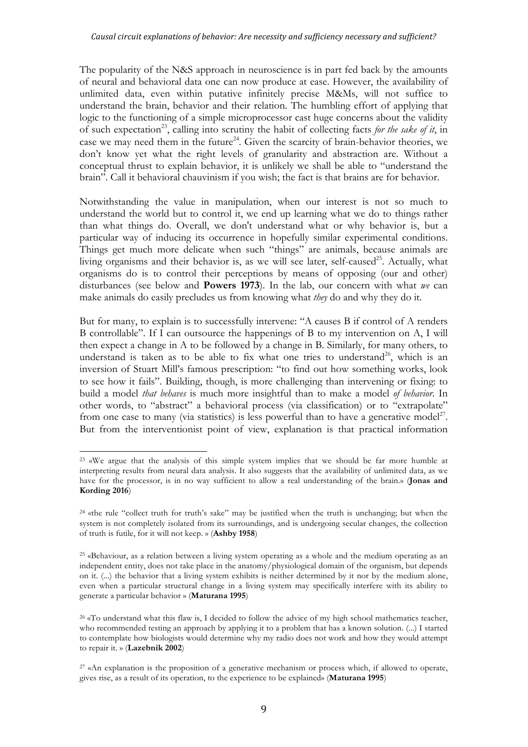The popularity of the N&S approach in neuroscience is in part fed back by the amounts of neural and behavioral data one can now produce at ease. However, the availability of unlimited data, even within putative infinitely precise M&Ms, will not suffice to understand the brain, behavior and their relation. The humbling effort of applying that logic to the functioning of a simple microprocessor cast huge concerns about the validity of such expectation[23], calling into scrutiny the habit of collecting facts *for the sake of it*, in case we may need them in the future[24]. Given the scarcity of brain-behavior theories, we don't know yet what the right levels of granularity and abstraction are. Without a conceptual thrust to explain behavior, it is unlikely we shall be able to "understand the brain". Call it behavioral chauvinism if you wish; the fact is that brains are for behavior.

Notwithstanding the value in manipulation, when our interest is not so much to understand the world but to control it, we end up learning what we do to things rather than what things do. Overall, we don't understand what or why behavior is, but a particular way of inducing its occurrence in hopefully similar experimental conditions. Things get much more delicate when such "things" are animals, because animals are living organisms and their behavior is, as we will see later, self-caused[25]. Actually, what organisms do is to control their perceptions by means of opposing (our and other) disturbances (see below and **Powers 1973**). In the lab, our concern with what *we* can make animals do easily precludes us from knowing what *they* do and why they do it.

But for many, to explain is to successfully intervene: "A causes B if control of A renders B controllable". If I can outsource the happenings of B to my intervention on A, I will then expect a change in A to be followed by a change in B. Similarly, for many others, to understand is taken as to be able to fix what one tries to understand[26], which is an inversion of Stuart Mill's famous prescription: "to find out how something works, look to see how it fails". Building, though, is more challenging than intervening or fixing: to build a model *that behaves* is much more insightful than to make a model *of behavior*. In other words, to "abstract" a behavioral process (via classification) or to "extrapolate" from one case to many (via statistics) is less powerful than to have a generative model[27]. But from the interventionist point of view, explanation is that practical information

---

[23] «We argue that the analysis of this simple system implies that we should be far more humble at interpreting results from neural data analysis. It also suggests that the availability of unlimited data, as we have for the processor, is in no way sufficient to allow a real understanding of the brain.» (**Jonas and Kording 2016**)

[24] «the rule "collect truth for truth's sake" may be justified when the truth is unchanging; but when the system is not completely isolated from its surroundings, and is undergoing secular changes, the collection of truth is futile, for it will not keep. » (**Ashby 1958**)

[25] «Behaviour, as a relation between a living system operating as a whole and the medium operating as an independent entity, does not take place in the anatomy/physiological domain of the organism, but depends on it. (...) the behavior that a living system exhibits is neither determined by it nor by the medium alone, even when a particular structural change in a living system may specifically interfere with its ability to generate a particular behavior » (**Maturana 1995**)

[26] «To understand what this flaw is, I decided to follow the advice of my high school mathematics teacher, who recommended testing an approach by applying it to a problem that has a known solution. (...) I started to contemplate how biologists would determine why my radio does not work and how they would attempt to repair it. » (**Lazebnik 2002**)

[27] «An explanation is the proposition of a generative mechanism or process which, if allowed to operate, gives rise, as a result of its operation, to the experience to be explained» (**Maturana 1995**)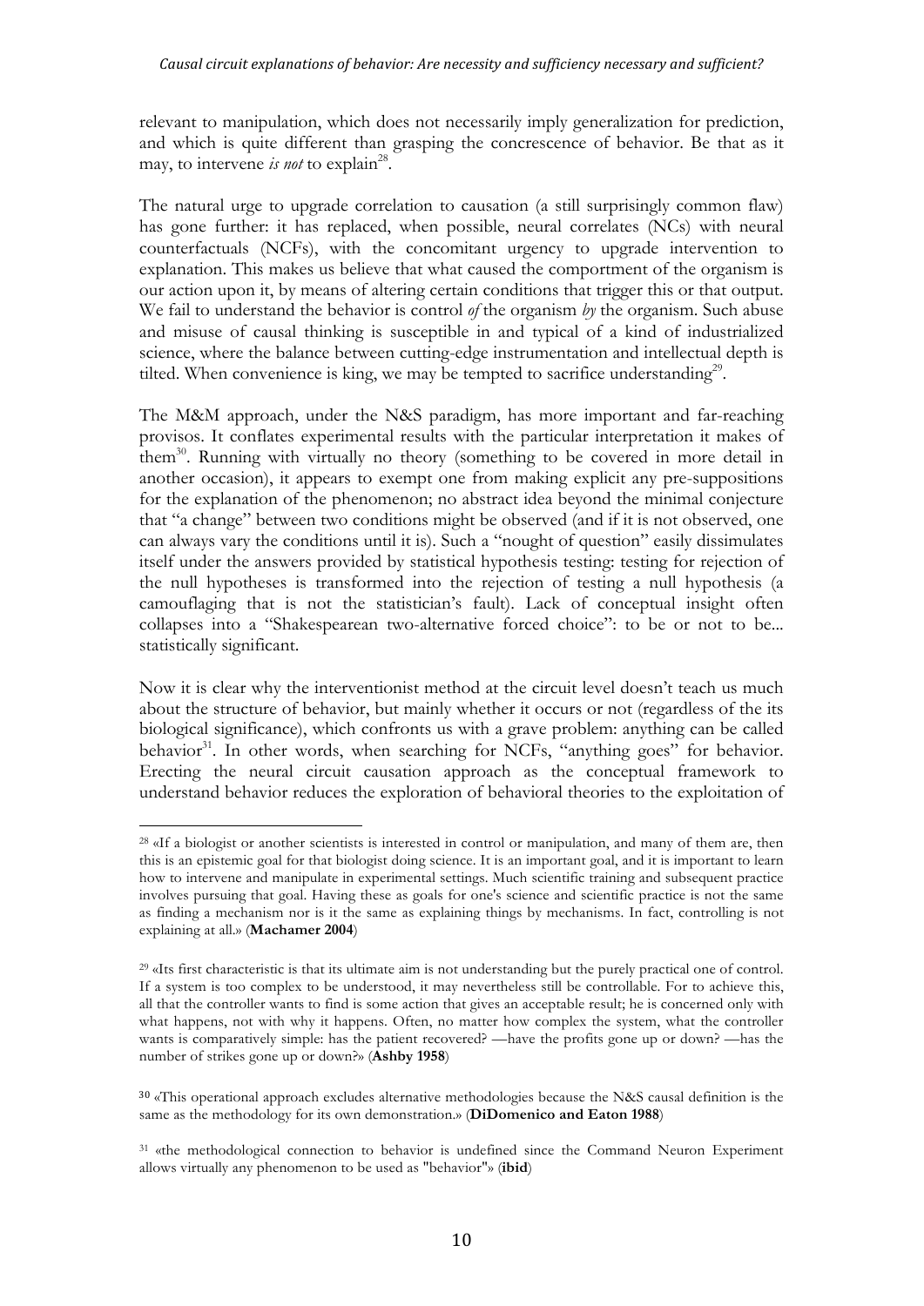relevant to manipulation, which does not necessarily imply generalization for prediction, and which is quite different than grasping the concrescence of behavior. Be that as it may, to intervene *is not* to explain[28].

The natural urge to upgrade correlation to causation (a still surprisingly common flaw) has gone further: it has replaced, when possible, neural correlates (NCs) with neural counterfactuals (NCFs), with the concomitant urgency to upgrade intervention to explanation. This makes us believe that what caused the comportment of the organism is our action upon it, by means of altering certain conditions that trigger this or that output. We fail to understand the behavior is control *of* the organism *by* the organism. Such abuse and misuse of causal thinking is susceptible in and typical of a kind of industrialized science, where the balance between cutting-edge instrumentation and intellectual depth is tilted. When convenience is king, we may be tempted to sacrifice understanding[29].

The M&M approach, under the N&S paradigm, has more important and far-reaching provisos. It conflates experimental results with the particular interpretation it makes of them[30]. Running with virtually no theory (something to be covered in more detail in another occasion), it appears to exempt one from making explicit any pre-suppositions for the explanation of the phenomenon; no abstract idea beyond the minimal conjecture that "a change" between two conditions might be observed (and if it is not observed, one can always vary the conditions until it is). Such a "nought of question" easily dissimulates itself under the answers provided by statistical hypothesis testing: testing for rejection of the null hypotheses is transformed into the rejection of testing a null hypothesis (a camouflaging that is not the statistician's fault). Lack of conceptual insight often collapses into a "Shakespearean two-alternative forced choice": to be or not to be... statistically significant.

Now it is clear why the interventionist method at the circuit level doesn't teach us much about the structure of behavior, but mainly whether it occurs or not (regardless of the its biological significance), which confronts us with a grave problem: anything can be called behavior[31]. In other words, when searching for NCFs, "anything goes" for behavior. Erecting the neural circuit causation approach as the conceptual framework to understand behavior reduces the exploration of behavioral theories to the exploitation of

---

[28] «If a biologist or another scientists is interested in control or manipulation, and many of them are, then this is an epistemic goal for that biologist doing science. It is an important goal, and it is important to learn how to intervene and manipulate in experimental settings. Much scientific training and subsequent practice involves pursuing that goal. Having these as goals for one's science and scientific practice is not the same as finding a mechanism nor is it the same as explaining things by mechanisms. In fact, controlling is not explaining at all.» (**Machamer 2004**)

[29] «Its first characteristic is that its ultimate aim is not understanding but the purely practical one of control. If a system is too complex to be understood, it may nevertheless still be controllable. For to achieve this, all that the controller wants to find is some action that gives an acceptable result; he is concerned only with what happens, not with why it happens. Often, no matter how complex the system, what the controller wants is comparatively simple: has the patient recovered? —have the profits gone up or down? —has the number of strikes gone up or down?» (**Ashby 1958**)

[30] «This operational approach excludes alternative methodologies because the N&S causal definition is the same as the methodology for its own demonstration.» (**DiDomenico and Eaton 1988**)

[31] «the methodological connection to behavior is undefined since the Command Neuron Experiment allows virtually any phenomenon to be used as "behavior"» (**ibid**)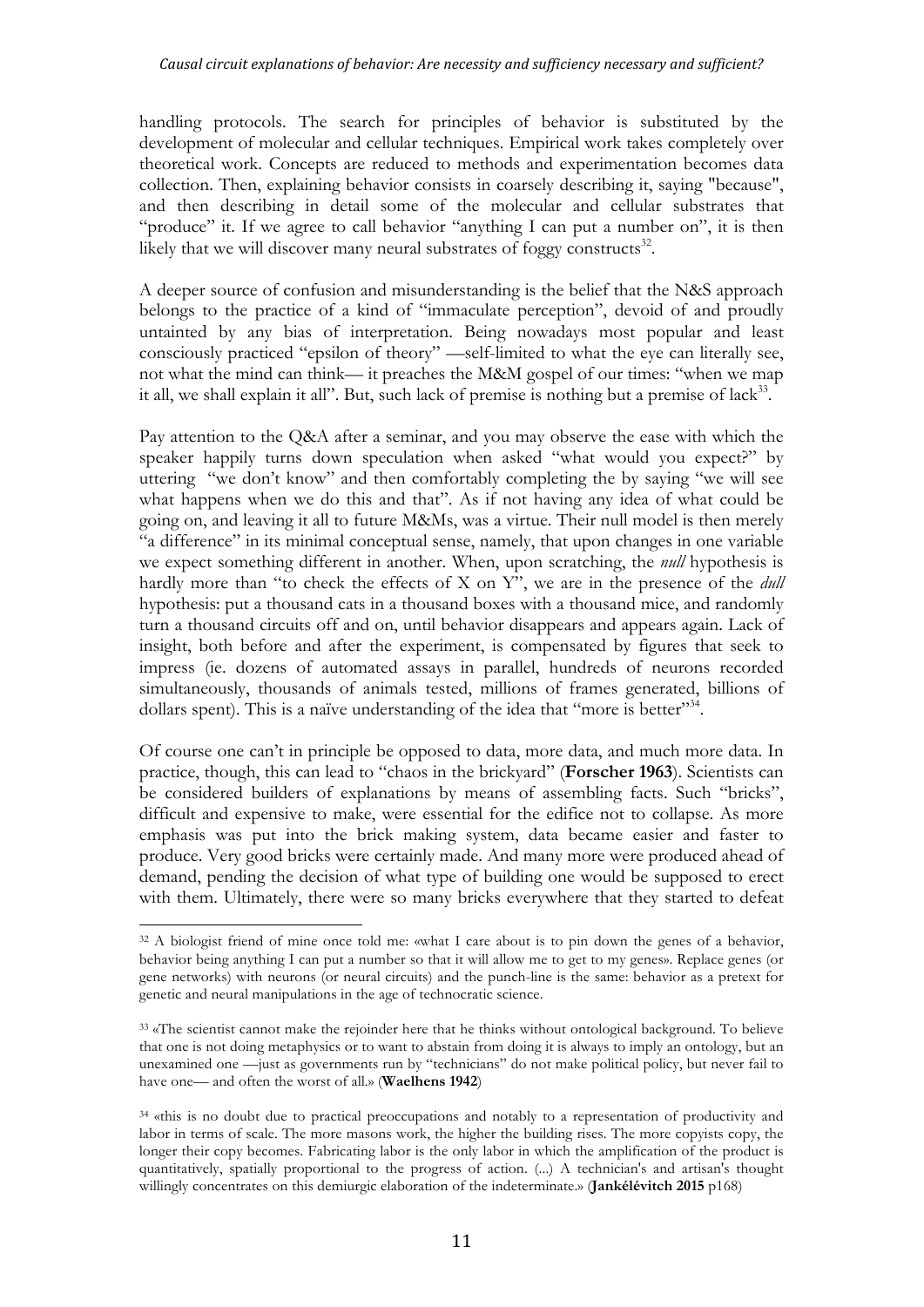handling protocols. The search for principles of behavior is substituted by the development of molecular and cellular techniques. Empirical work takes completely over theoretical work. Concepts are reduced to methods and experimentation becomes data collection. Then, explaining behavior consists in coarsely describing it, saying "because", and then describing in detail some of the molecular and cellular substrates that "produce" it. If we agree to call behavior "anything I can put a number on", it is then likely that we will discover many neural substrates of foggy constructs[32].

A deeper source of confusion and misunderstanding is the belief that the N&S approach belongs to the practice of a kind of "immaculate perception", devoid of and proudly untainted by any bias of interpretation. Being nowadays most popular and least consciously practiced "epsilon of theory" —self-limited to what the eye can literally see, not what the mind can think— it preaches the M&M gospel of our times: "when we map it all, we shall explain it all". But, such lack of premise is nothing but a premise of lack[33].

Pay attention to the Q&A after a seminar, and you may observe the ease with which the speaker happily turns down speculation when asked "what would you expect?" by uttering "we don't know" and then comfortably completing the by saying "we will see what happens when we do this and that". As if not having any idea of what could be going on, and leaving it all to future M&Ms, was a virtue. Their null model is then merely "a difference" in its minimal conceptual sense, namely, that upon changes in one variable we expect something different in another. When, upon scratching, the *null* hypothesis is hardly more than "to check the effects of X on Y", we are in the presence of the *dull* hypothesis: put a thousand cats in a thousand boxes with a thousand mice, and randomly turn a thousand circuits off and on, until behavior disappears and appears again. Lack of insight, both before and after the experiment, is compensated by figures that seek to impress (ie. dozens of automated assays in parallel, hundreds of neurons recorded simultaneously, thousands of animals tested, millions of frames generated, billions of dollars spent). This is a naïve understanding of the idea that "more is better"[34].

Of course one can't in principle be opposed to data, more data, and much more data. In practice, though, this can lead to "chaos in the brickyard" (**Forscher 1963**). Scientists can be considered builders of explanations by means of assembling facts. Such "bricks", difficult and expensive to make, were essential for the edifice not to collapse. As more emphasis was put into the brick making system, data became easier and faster to produce. Very good bricks were certainly made. And many more were produced ahead of demand, pending the decision of what type of building one would be supposed to erect with them. Ultimately, there were so many bricks everywhere that they started to defeat

---

[32] A biologist friend of mine once told me: «what I care about is to pin down the genes of a behavior, behavior being anything I can put a number so that it will allow me to get to my genes». Replace genes (or gene networks) with neurons (or neural circuits) and the punch-line is the same: behavior as a pretext for genetic and neural manipulations in the age of technocratic science.

[33] «The scientist cannot make the rejoinder here that he thinks without ontological background. To believe that one is not doing metaphysics or to want to abstain from doing it is always to imply an ontology, but an unexamined one —just as governments run by "technicians" do not make political policy, but never fail to have one— and often the worst of all.» (**Waelhens 1942**)

[34] «this is no doubt due to practical preoccupations and notably to a representation of productivity and labor in terms of scale. The more masons work, the higher the building rises. The more copyists copy, the longer their copy becomes. Fabricating labor is the only labor in which the amplification of the product is quantitatively, spatially proportional to the progress of action. (...) A technician's and artisan's thought willingly concentrates on this demiurgic elaboration of the indeterminate.» (**Jankélévitch 2015** p168)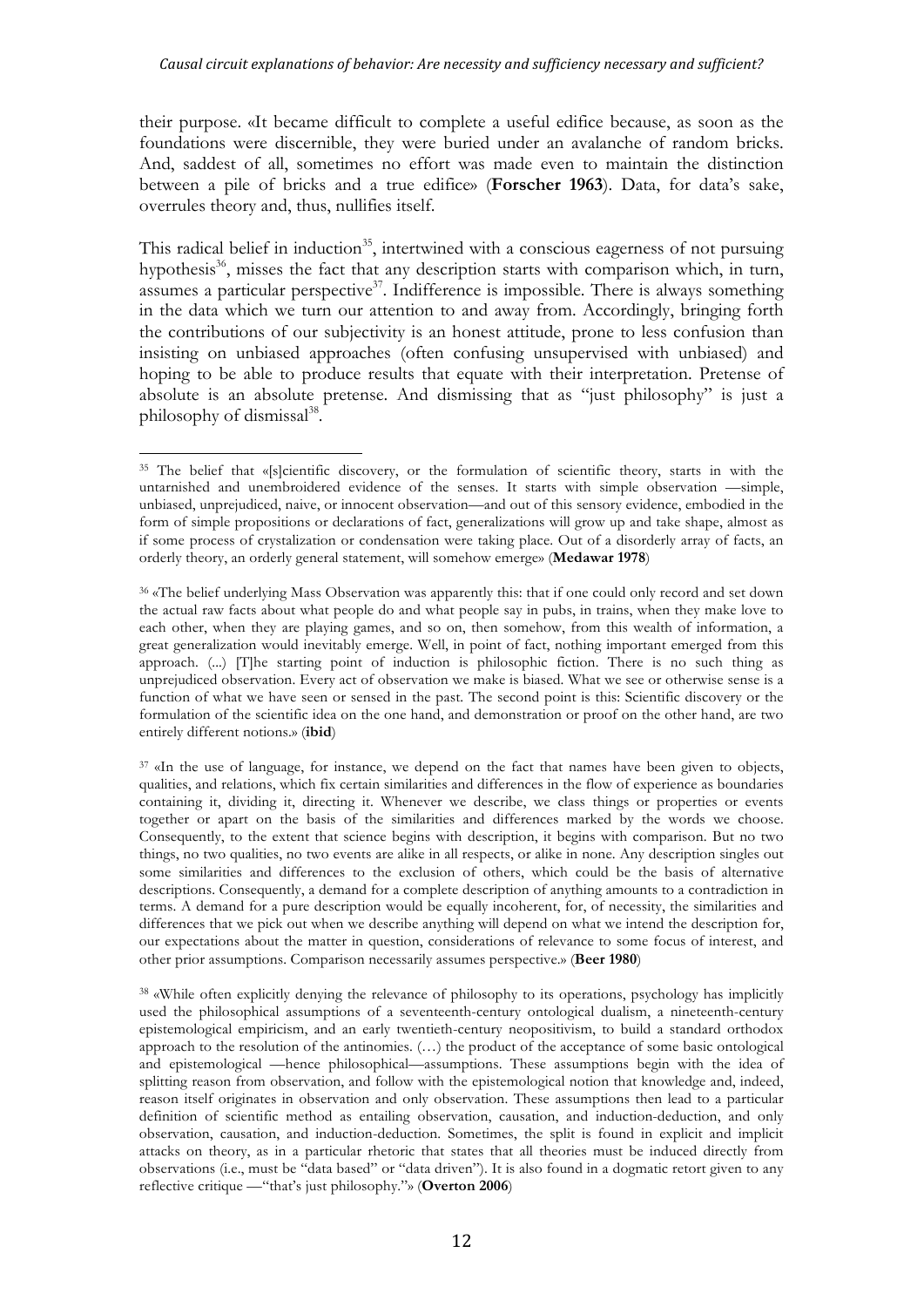their purpose. «It became difficult to complete a useful edifice because, as soon as the foundations were discernible, they were buried under an avalanche of random bricks. And, saddest of all, sometimes no effort was made even to maintain the distinction between a pile of bricks and a true edifice» (**Forscher 1963**). Data, for data's sake, overrules theory and, thus, nullifies itself.

This radical belief in induction[35], intertwined with a conscious eagerness of not pursuing hypothesis[36], misses the fact that any description starts with comparison which, in turn, assumes a particular perspective[37]. Indifference is impossible. There is always something in the data which we turn our attention to and away from. Accordingly, bringing forth the contributions of our subjectivity is an honest attitude, prone to less confusion than insisting on unbiased approaches (often confusing unsupervised with unbiased) and hoping to be able to produce results that equate with their interpretation. Pretense of absolute is an absolute pretense. And dismissing that as "just philosophy" is just a philosophy of dismissal[38].

---

[35] The belief that «[s]cientific discovery, or the formulation of scientific theory, starts in with the untarnished and unembroidered evidence of the senses. It starts with simple observation —simple, unbiased, unprejudiced, naive, or innocent observation—and out of this sensory evidence, embodied in the form of simple propositions or declarations of fact, generalizations will grow up and take shape, almost as if some process of crystalization or condensation were taking place. Out of a disorderly array of facts, an orderly theory, an orderly general statement, will somehow emerge» (**Medawar 1978**)

[36] «The belief underlying Mass Observation was apparently this: that if one could only record and set down the actual raw facts about what people do and what people say in pubs, in trains, when they make love to each other, when they are playing games, and so on, then somehow, from this wealth of information, a great generalization would inevitably emerge. Well, in point of fact, nothing important emerged from this approach. (...) [T]he starting point of induction is philosophic fiction. There is no such thing as unprejudiced observation. Every act of observation we make is biased. What we see or otherwise sense is a function of what we have seen or sensed in the past. The second point is this: Scientific discovery or the formulation of the scientific idea on the one hand, and demonstration or proof on the other hand, are two entirely different notions.» (**ibid**)

[37] «In the use of language, for instance, we depend on the fact that names have been given to objects, qualities, and relations, which fix certain similarities and differences in the flow of experience as boundaries containing it, dividing it, directing it. Whenever we describe, we class things or properties or events together or apart on the basis of the similarities and differences marked by the words we choose. Consequently, to the extent that science begins with description, it begins with comparison. But no two things, no two qualities, no two events are alike in all respects, or alike in none. Any description singles out some similarities and differences to the exclusion of others, which could be the basis of alternative descriptions. Consequently, a demand for a complete description of anything amounts to a contradiction in terms. A demand for a pure description would be equally incoherent, for, of necessity, the similarities and differences that we pick out when we describe anything will depend on what we intend the description for, our expectations about the matter in question, considerations of relevance to some focus of interest, and other prior assumptions. Comparison necessarily assumes perspective.» (**Beer 1980**)

[38] «While often explicitly denying the relevance of philosophy to its operations, psychology has implicitly used the philosophical assumptions of a seventeenth-century ontological dualism, a nineteenth-century epistemological empiricism, and an early twentieth-century neopositivism, to build a standard orthodox approach to the resolution of the antinomies. (…) the product of the acceptance of some basic ontological and epistemological —hence philosophical—assumptions. These assumptions begin with the idea of splitting reason from observation, and follow with the epistemological notion that knowledge and, indeed, reason itself originates in observation and only observation. These assumptions then lead to a particular definition of scientific method as entailing observation, causation, and induction-deduction, and only observation, causation, and induction-deduction. Sometimes, the split is found in explicit and implicit attacks on theory, as in a particular rhetoric that states that all theories must be induced directly from observations (i.e., must be "data based" or "data driven"). It is also found in a dogmatic retort given to any reflective critique —"that's just philosophy."» (**Overton 2006**)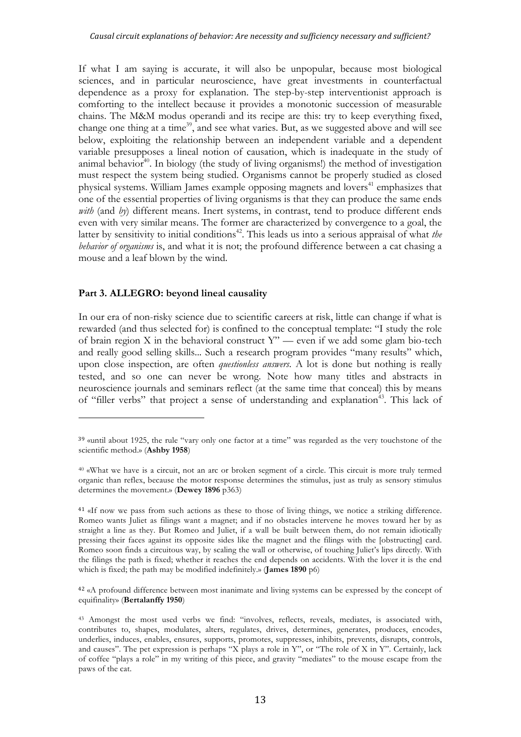If what I am saying is accurate, it will also be unpopular, because most biological sciences, and in particular neuroscience, have great investments in counterfactual dependence as a proxy for explanation. The step-by-step interventionist approach is comforting to the intellect because it provides a monotonic succession of measurable chains. The M&M modus operandi and its recipe are this: try to keep everything fixed, change one thing at a time[39], and see what varies. But, as we suggested above and will see below, exploiting the relationship between an independent variable and a dependent variable presupposes a lineal notion of causation, which is inadequate in the study of animal behavior[40]. In biology (the study of living organisms!) the method of investigation must respect the system being studied. Organisms cannot be properly studied as closed physical systems. William James example opposing magnets and lovers[41] emphasizes that one of the essential properties of living organisms is that they can produce the same ends *with* (and *by*) different means. Inert systems, in contrast, tend to produce different ends even with very similar means. The former are characterized by convergence to a goal, the latter by sensitivity to initial conditions[42]. This leads us into a serious appraisal of what *the behavior of organisms* is, and what it is not; the profound difference between a cat chasing a mouse and a leaf blown by the wind.

**Part 3. ALLEGRO: beyond lineal causality**

In our era of non-risky science due to scientific careers at risk, little can change if what is rewarded (and thus selected for) is confined to the conceptual template: "I study the role of brain region X in the behavioral construct Y" — even if we add some glam bio-tech and really good selling skills... Such a research program provides "many results" which, upon close inspection, are often *questionless answers*. A lot is done but nothing is really tested, and so one can never be wrong. Note how many titles and abstracts in neuroscience journals and seminars reflect (at the same time that conceal) this by means of "filler verbs" that project a sense of understanding and explanation[43]. This lack of

---

[39] «until about 1925, the rule "vary only one factor at a time" was regarded as the very touchstone of the scientific method.» (**Ashby 1958**)

[40] «What we have is a circuit, not an arc or broken segment of a circle. This circuit is more truly termed organic than reflex, because the motor response determines the stimulus, just as truly as sensory stimulus determines the movement.» (**Dewey 1896** p363)

[41] «If now we pass from such actions as these to those of living things, we notice a striking difference. Romeo wants Juliet as filings want a magnet; and if no obstacles intervene he moves toward her by as straight a line as they. But Romeo and Juliet, if a wall be built between them, do not remain idiotically pressing their faces against its opposite sides like the magnet and the filings with the [obstructing] card. Romeo soon finds a circuitous way, by scaling the wall or otherwise, of touching Juliet's lips directly. With the filings the path is fixed; whether it reaches the end depends on accidents. With the lover it is the end which is fixed; the path may be modified indefinitely.» (**James 1890** p6)

[42] «A profound difference between most inanimate and living systems can be expressed by the concept of equifinality» (**Bertalanffy 1950**)

[43] Amongst the most used verbs we find: "involves, reflects, reveals, mediates, is associated with, contributes to, shapes, modulates, alters, regulates, drives, determines, generates, produces, encodes, underlies, induces, enables, ensures, supports, promotes, suppresses, inhibits, prevents, disrupts, controls, and causes". The pet expression is perhaps "X plays a role in Y", or "The role of X in Y". Certainly, lack of coffee "plays a role" in my writing of this piece, and gravity "mediates" to the mouse escape from the paws of the cat.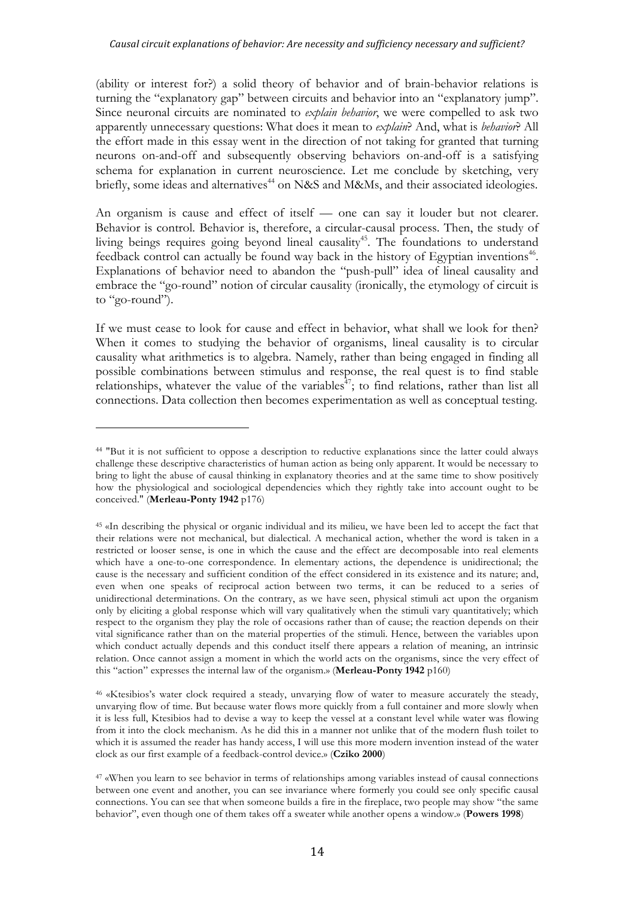(ability or interest for?) a solid theory of behavior and of brain-behavior relations is turning the "explanatory gap" between circuits and behavior into an "explanatory jump". Since neuronal circuits are nominated to *explain behavior*, we were compelled to ask two apparently unnecessary questions: What does it mean to *explain*? And, what is *behavior*? All the effort made in this essay went in the direction of not taking for granted that turning neurons on-and-off and subsequently observing behaviors on-and-off is a satisfying schema for explanation in current neuroscience. Let me conclude by sketching, very briefly, some ideas and alternatives[44] on N&S and M&Ms, and their associated ideologies.

An organism is cause and effect of itself — one can say it louder but not clearer. Behavior is control. Behavior is, therefore, a circular-causal process. Then, the study of living beings requires going beyond lineal causality[45]. The foundations to understand feedback control can actually be found way back in the history of Egyptian inventions[46]. Explanations of behavior need to abandon the "push-pull" idea of lineal causality and embrace the "go-round" notion of circular causality (ironically, the etymology of circuit is to "go-round").

If we must cease to look for cause and effect in behavior, what shall we look for then? When it comes to studying the behavior of organisms, lineal causality is to circular causality what arithmetics is to algebra. Namely, rather than being engaged in finding all possible combinations between stimulus and response, the real quest is to find stable relationships, whatever the value of the variables[47]; to find relations, rather than list all connections. Data collection then becomes experimentation as well as conceptual testing.

---

[44] "But it is not sufficient to oppose a description to reductive explanations since the latter could always challenge these descriptive characteristics of human action as being only apparent. It would be necessary to bring to light the abuse of causal thinking in explanatory theories and at the same time to show positively how the physiological and sociological dependencies which they rightly take into account ought to be conceived." (**Merleau-Ponty 1942** p176)

[45] «In describing the physical or organic individual and its milieu, we have been led to accept the fact that their relations were not mechanical, but dialectical. A mechanical action, whether the word is taken in a restricted or looser sense, is one in which the cause and the effect are decomposable into real elements which have a one-to-one correspondence. In elementary actions, the dependence is unidirectional; the cause is the necessary and sufficient condition of the effect considered in its existence and its nature; and, even when one speaks of reciprocal action between two terms, it can be reduced to a series of unidirectional determinations. On the contrary, as we have seen, physical stimuli act upon the organism only by eliciting a global response which will vary qualitatively when the stimuli vary quantitatively; which respect to the organism they play the role of occasions rather than of cause; the reaction depends on their vital significance rather than on the material properties of the stimuli. Hence, between the variables upon which conduct actually depends and this conduct itself there appears a relation of meaning, an intrinsic relation. Once cannot assign a moment in which the world acts on the organisms, since the very effect of this "action" expresses the internal law of the organism.» (**Merleau-Ponty 1942** p160)

[46] «Ktesibios's water clock required a steady, unvarying flow of water to measure accurately the steady, unvarying flow of time. But because water flows more quickly from a full container and more slowly when it is less full, Ktesibios had to devise a way to keep the vessel at a constant level while water was flowing from it into the clock mechanism. As he did this in a manner not unlike that of the modern flush toilet to which it is assumed the reader has handy access, I will use this more modern invention instead of the water clock as our first example of a feedback-control device.» (**Cziko 2000**)

[47] «When you learn to see behavior in terms of relationships among variables instead of causal connections between one event and another, you can see invariance where formerly you could see only specific causal connections. You can see that when someone builds a fire in the fireplace, two people may show "the same behavior", even though one of them takes off a sweater while another opens a window.» (**Powers 1998**)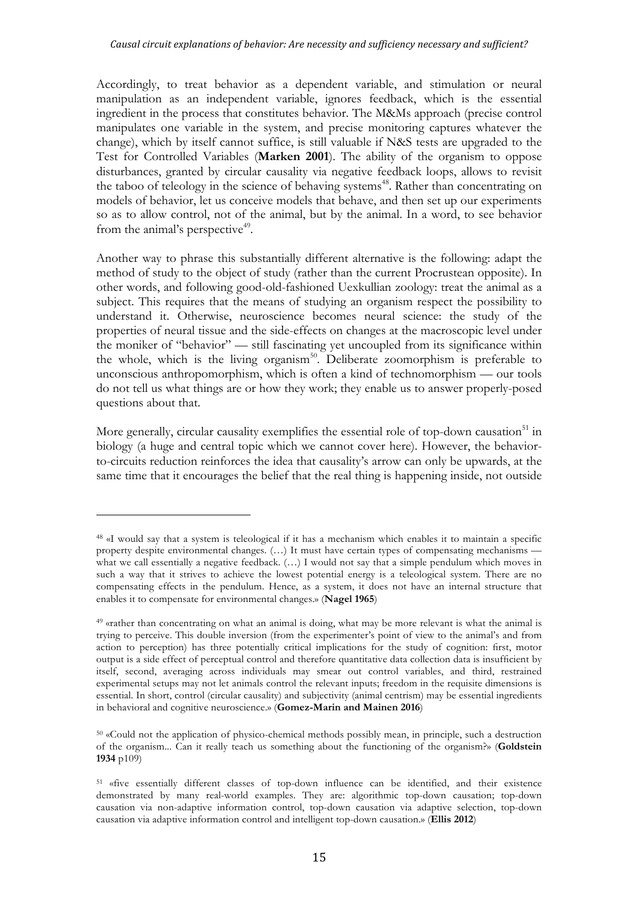Accordingly, to treat behavior as a dependent variable, and stimulation or neural manipulation as an independent variable, ignores feedback, which is the essential ingredient in the process that constitutes behavior. The M&Ms approach (precise control manipulates one variable in the system, and precise monitoring captures whatever the change), which by itself cannot suffice, is still valuable if N&S tests are upgraded to the Test for Controlled Variables (**Marken 2001**). The ability of the organism to oppose disturbances, granted by circular causality via negative feedback loops, allows to revisit the taboo of teleology in the science of behaving systems[48]. Rather than concentrating on models of behavior, let us conceive models that behave, and then set up our experiments so as to allow control, not of the animal, but by the animal. In a word, to see behavior from the animal's perspective[49].

Another way to phrase this substantially different alternative is the following: adapt the method of study to the object of study (rather than the current Procrustean opposite). In other words, and following good-old-fashioned Uexkullian zoology: treat the animal as a subject. This requires that the means of studying an organism respect the possibility to understand it. Otherwise, neuroscience becomes neural science: the study of the properties of neural tissue and the side-effects on changes at the macroscopic level under the moniker of "behavior" — still fascinating yet uncoupled from its significance within the whole, which is the living organism[50]. Deliberate zoomorphism is preferable to unconscious anthropomorphism, which is often a kind of technomorphism — our tools do not tell us what things are or how they work; they enable us to answer properly-posed questions about that.

More generally, circular causality exemplifies the essential role of top-down causation[51] in biology (a huge and central topic which we cannot cover here). However, the behavior-to-circuits reduction reinforces the idea that causality's arrow can only be upwards, at the same time that it encourages the belief that the real thing is happening inside, not outside

---

[48] «I would say that a system is teleological if it has a mechanism which enables it to maintain a specific property despite environmental changes. (…) It must have certain types of compensating mechanisms — what we call essentially a negative feedback. (…) I would not say that a simple pendulum which moves in such a way that it strives to achieve the lowest potential energy is a teleological system. There are no compensating effects in the pendulum. Hence, as a system, it does not have an internal structure that enables it to compensate for environmental changes.» (**Nagel 1965**)

[49] «rather than concentrating on what an animal is doing, what may be more relevant is what the animal is trying to perceive. This double inversion (from the experimenter's point of view to the animal's and from action to perception) has three potentially critical implications for the study of cognition: first, motor output is a side effect of perceptual control and therefore quantitative data collection data is insufficient by itself, second, averaging across individuals may smear out control variables, and third, restrained experimental setups may not let animals control the relevant inputs; freedom in the requisite dimensions is essential. In short, control (circular causality) and subjectivity (animal centrism) may be essential ingredients in behavioral and cognitive neuroscience.» (**Gomez-Marin and Mainen 2016**)

[50] «Could not the application of physico-chemical methods possibly mean, in principle, such a destruction of the organism... Can it really teach us something about the functioning of the organism?» (**Goldstein 1934** p109)

[51] «five essentially different classes of top-down influence can be identified, and their existence demonstrated by many real-world examples. They are: algorithmic top-down causation; top-down causation via non-adaptive information control, top-down causation via adaptive selection, top-down causation via adaptive information control and intelligent top-down causation.» (**Ellis 2012**)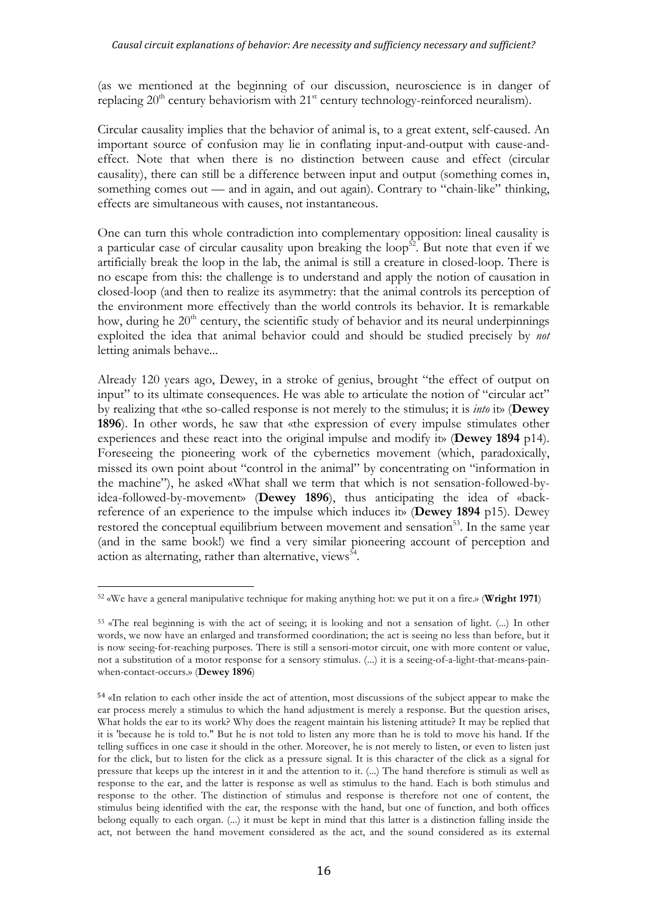(as we mentioned at the beginning of our discussion, neuroscience is in danger of replacing 20$^{th}$ century behaviorism with 21$^{st}$ century technology-reinforced neuralism).

Circular causality implies that the behavior of animal is, to a great extent, self-caused. An important source of confusion may lie in conflating input-and-output with cause-and-effect. Note that when there is no distinction between cause and effect (circular causality), there can still be a difference between input and output (something comes in, something comes out — and in again, and out again). Contrary to "chain-like" thinking, effects are simultaneous with causes, not instantaneous.

One can turn this whole contradiction into complementary opposition: lineal causality is a particular case of circular causality upon breaking the loop[52]. But note that even if we artificially break the loop in the lab, the animal is still a creature in closed-loop. There is no escape from this: the challenge is to understand and apply the notion of causation in closed-loop (and then to realize its asymmetry: that the animal controls its perception of the environment more effectively than the world controls its behavior. It is remarkable how, during he 20$^{th}$ century, the scientific study of behavior and its neural underpinnings exploited the idea that animal behavior could and should be studied precisely by *not* letting animals behave...

Already 120 years ago, Dewey, in a stroke of genius, brought "the effect of output on input" to its ultimate consequences. He was able to articulate the notion of "circular act" by realizing that «the so-called response is not merely to the stimulus; it is *into* it» (**Dewey 1896**). In other words, he saw that «the expression of every impulse stimulates other experiences and these react into the original impulse and modify it» (**Dewey 1894** p14). Foreseeing the pioneering work of the cybernetics movement (which, paradoxically, missed its own point about "control in the animal" by concentrating on "information in the machine"), he asked «What shall we term that which is not sensation-followed-by-idea-followed-by-movement» (**Dewey 1896**), thus anticipating the idea of «back-reference of an experience to the impulse which induces it» (**Dewey 1894** p15). Dewey restored the conceptual equilibrium between movement and sensation[53]. In the same year (and in the same book!) we find a very similar pioneering account of perception and action as alternating, rather than alternative, views[54].

---

[52] «We have a general manipulative technique for making anything hot: we put it on a fire.» (**Wright 1971**)

[53] «The real beginning is with the act of seeing; it is looking and not a sensation of light. (...) In other words, we now have an enlarged and transformed coordination; the act is seeing no less than before, but it is now seeing-for-reaching purposes. There is still a sensori-motor circuit, one with more content or value, not a substitution of a motor response for a sensory stimulus. (...) it is a seeing-of-a-light-that-means-pain-when-contact-occurs.» (**Dewey 1896**)

[54] «In relation to each other inside the act of attention, most discussions of the subject appear to make the ear process merely a stimulus to which the hand adjustment is merely a response. But the question arises, What holds the ear to its work? Why does the reagent maintain his listening attitude? It may be replied that it is 'because he is told to." But he is not told to listen any more than he is told to move his hand. If the telling suffices in one case it should in the other. Moreover, he is not merely to listen, or even to listen just for the click, but to listen for the click as a pressure signal. It is this character of the click as a signal for pressure that keeps up the interest in it and the attention to it. (...) The hand therefore is stimuli as well as response to the ear, and the latter is response as well as stimulus to the hand. Each is both stimulus and response to the other. The distinction of stimulus and response is therefore not one of content, the stimulus being identified with the ear, the response with the hand, but one of function, and both offices belong equally to each organ. (...) it must be kept in mind that this latter is a distinction falling inside the act, not between the hand movement considered as the act, and the sound considered as its external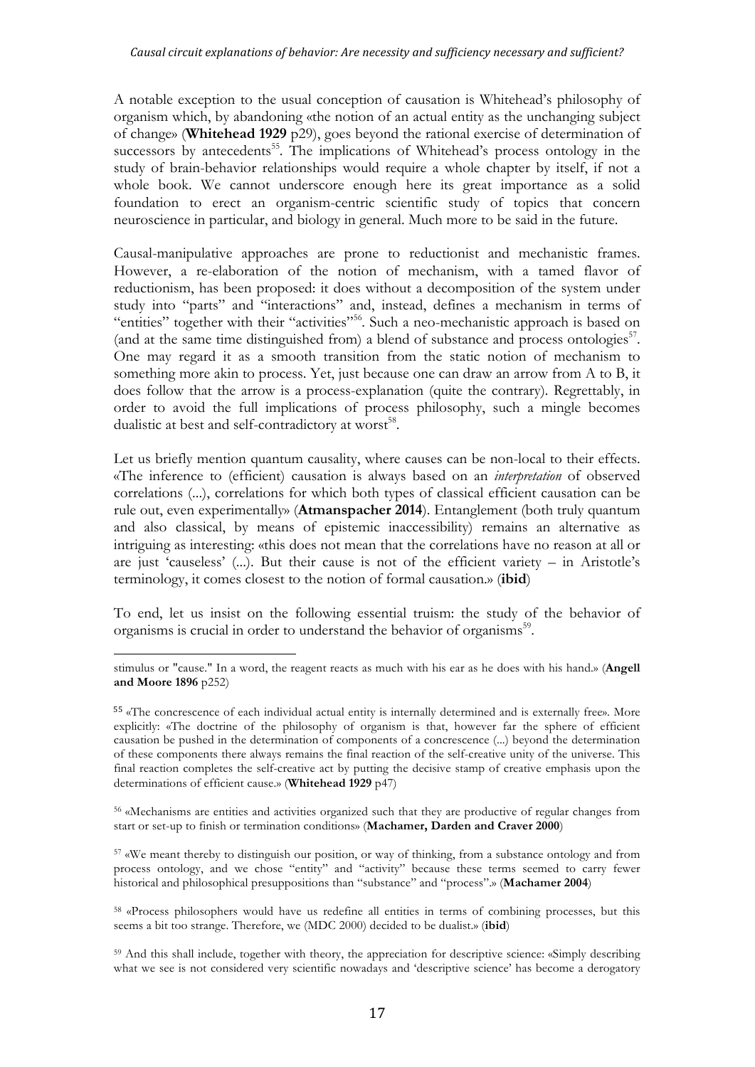A notable exception to the usual conception of causation is Whitehead's philosophy of organism which, by abandoning «the notion of an actual entity as the unchanging subject of change» (**Whitehead 1929** p29), goes beyond the rational exercise of determination of successors by antecedents[55]. The implications of Whitehead's process ontology in the study of brain-behavior relationships would require a whole chapter by itself, if not a whole book. We cannot underscore enough here its great importance as a solid foundation to erect an organism-centric scientific study of topics that concern neuroscience in particular, and biology in general. Much more to be said in the future.

Causal-manipulative approaches are prone to reductionist and mechanistic frames. However, a re-elaboration of the notion of mechanism, with a tamed flavor of reductionism, has been proposed: it does without a decomposition of the system under study into "parts" and "interactions" and, instead, defines a mechanism in terms of "entities" together with their "activities"[56]. Such a neo-mechanistic approach is based on (and at the same time distinguished from) a blend of substance and process ontologies[57]. One may regard it as a smooth transition from the static notion of mechanism to something more akin to process. Yet, just because one can draw an arrow from A to B, it does follow that the arrow is a process-explanation (quite the contrary). Regrettably, in order to avoid the full implications of process philosophy, such a mingle becomes dualistic at best and self-contradictory at worst[58].

Let us briefly mention quantum causality, where causes can be non-local to their effects. «The inference to (efficient) causation is always based on an *interpretation* of observed correlations (...), correlations for which both types of classical efficient causation can be rule out, even experimentally» (**Atmanspacher 2014**). Entanglement (both truly quantum and also classical, by means of epistemic inaccessibility) remains an alternative as intriguing as interesting: «this does not mean that the correlations have no reason at all or are just 'causeless' (...). But their cause is not of the efficient variety – in Aristotle's terminology, it comes closest to the notion of formal causation.» (**ibid**)

To end, let us insist on the following essential truism: the study of the behavior of organisms is crucial in order to understand the behavior of organisms[59].

---

stimulus or "cause." In a word, the reagent reacts as much with his ear as he does with his hand.» (**Angell and Moore 1896** p252)

[55] «The concrescence of each individual actual entity is internally determined and is externally free». More explicitly: «The doctrine of the philosophy of organism is that, however far the sphere of efficient causation be pushed in the determination of components of a concrescence (...) beyond the determination of these components there always remains the final reaction of the self-creative unity of the universe. This final reaction completes the self-creative act by putting the decisive stamp of creative emphasis upon the determinations of efficient cause.» (**Whitehead 1929** p47)

[56] «Mechanisms are entities and activities organized such that they are productive of regular changes from start or set-up to finish or termination conditions» (**Machamer, Darden and Craver 2000**)

[57] «We meant thereby to distinguish our position, or way of thinking, from a substance ontology and from process ontology, and we chose "entity" and "activity" because these terms seemed to carry fewer historical and philosophical presuppositions than "substance" and "process".» (**Machamer 2004**)

[58] «Process philosophers would have us redefine all entities in terms of combining processes, but this seems a bit too strange. Therefore, we (MDC 2000) decided to be dualist.» (**ibid**)

[59] And this shall include, together with theory, the appreciation for descriptive science: «Simply describing what we see is not considered very scientific nowadays and 'descriptive science' has become a derogatory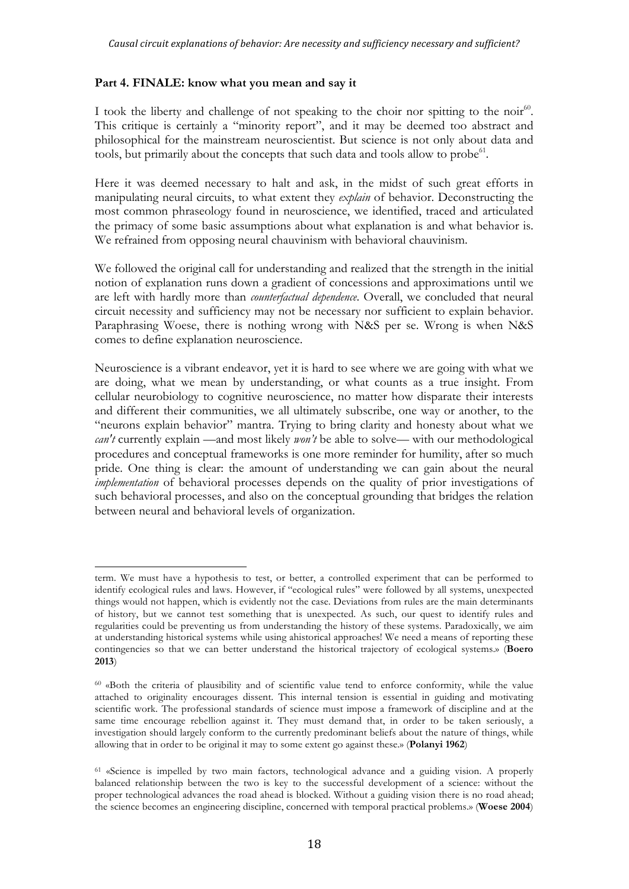## Part 4. FINALE: know what you mean and say it

I took the liberty and challenge of not speaking to the choir nor spitting to the noir[60]. This critique is certainly a "minority report", and it may be deemed too abstract and philosophical for the mainstream neuroscientist. But science is not only about data and tools, but primarily about the concepts that such data and tools allow to probe[61].

Here it was deemed necessary to halt and ask, in the midst of such great efforts in manipulating neural circuits, to what extent they *explain* of behavior. Deconstructing the most common phraseology found in neuroscience, we identified, traced and articulated the primacy of some basic assumptions about what explanation is and what behavior is. We refrained from opposing neural chauvinism with behavioral chauvinism.

We followed the original call for understanding and realized that the strength in the initial notion of explanation runs down a gradient of concessions and approximations until we are left with hardly more than *counterfactual dependence*. Overall, we concluded that neural circuit necessity and sufficiency may not be necessary nor sufficient to explain behavior. Paraphrasing Woese, there is nothing wrong with N&S per se. Wrong is when N&S comes to define explanation neuroscience.

Neuroscience is a vibrant endeavor, yet it is hard to see where we are going with what we are doing, what we mean by understanding, or what counts as a true insight. From cellular neurobiology to cognitive neuroscience, no matter how disparate their interests and different their communities, we all ultimately subscribe, one way or another, to the "neurons explain behavior" mantra. Trying to bring clarity and honesty about what we *can't* currently explain —and most likely *won't* be able to solve— with our methodological procedures and conceptual frameworks is one more reminder for humility, after so much pride. One thing is clear: the amount of understanding we can gain about the neural *implementation* of behavioral processes depends on the quality of prior investigations of such behavioral processes, and also on the conceptual grounding that bridges the relation between neural and behavioral levels of organization.

---

term. We must have a hypothesis to test, or better, a controlled experiment that can be performed to identify ecological rules and laws. However, if "ecological rules" were followed by all systems, unexpected things would not happen, which is evidently not the case. Deviations from rules are the main determinants of history, but we cannot test something that is unexpected. As such, our quest to identify rules and regularities could be preventing us from understanding the history of these systems. Paradoxically, we aim at understanding historical systems while using ahistorical approaches! We need a means of reporting these contingencies so that we can better understand the historical trajectory of ecological systems.» (**Boero 2013**)

[60] «Both the criteria of plausibility and of scientific value tend to enforce conformity, while the value attached to originality encourages dissent. This internal tension is essential in guiding and motivating scientific work. The professional standards of science must impose a framework of discipline and at the same time encourage rebellion against it. They must demand that, in order to be taken seriously, a investigation should largely conform to the currently predominant beliefs about the nature of things, while allowing that in order to be original it may to some extent go against these.» (**Polanyi 1962**)

[61] «Science is impelled by two main factors, technological advance and a guiding vision. A properly balanced relationship between the two is key to the successful development of a science: without the proper technological advances the road ahead is blocked. Without a guiding vision there is no road ahead; the science becomes an engineering discipline, concerned with temporal practical problems.» (**Woese 2004**)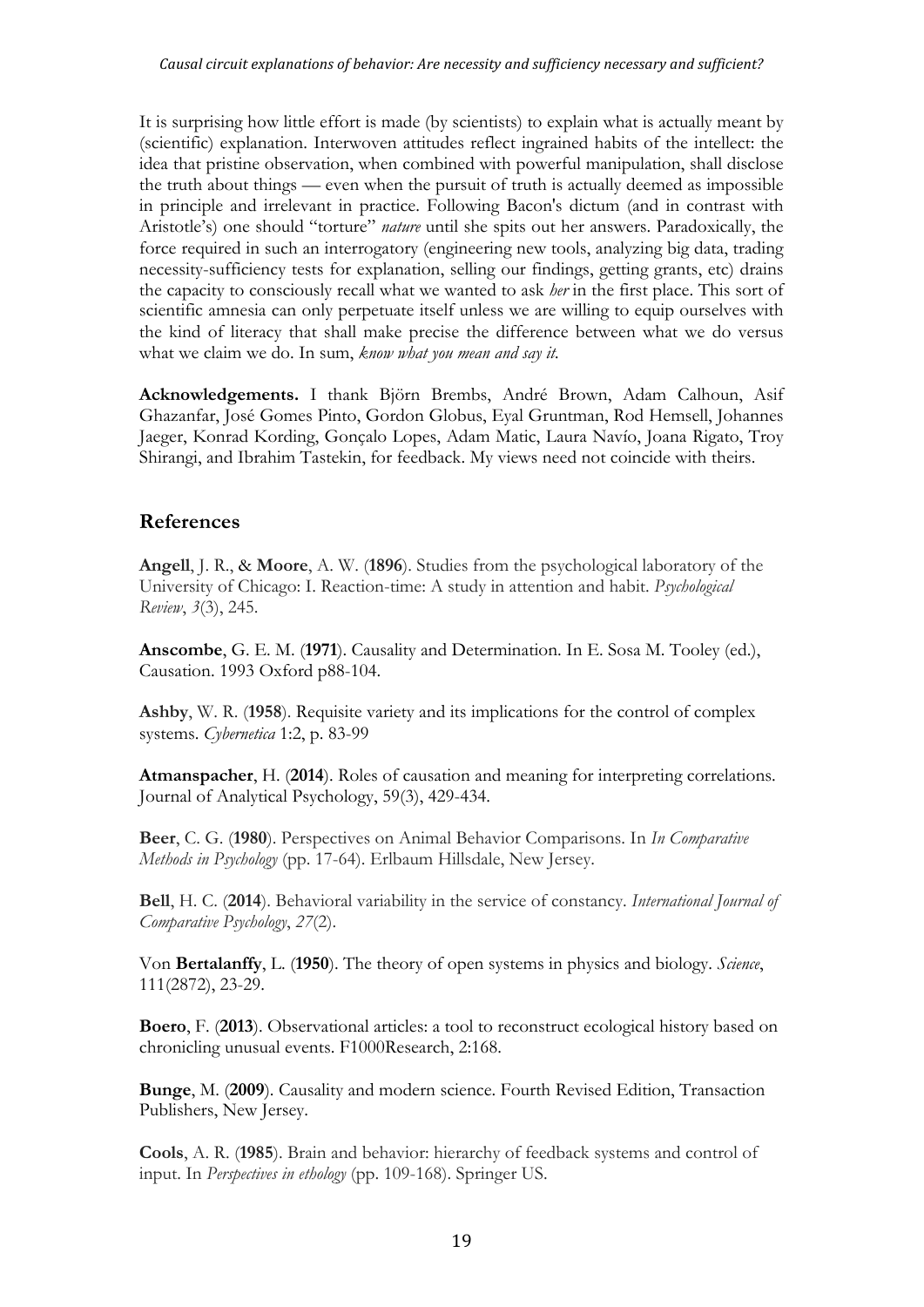It is surprising how little effort is made (by scientists) to explain what is actually meant by (scientific) explanation. Interwoven attitudes reflect ingrained habits of the intellect: the idea that pristine observation, when combined with powerful manipulation, shall disclose the truth about things — even when the pursuit of truth is actually deemed as impossible in principle and irrelevant in practice. Following Bacon's dictum (and in contrast with Aristotle's) one should "torture" *nature* until she spits out her answers. Paradoxically, the force required in such an interrogatory (engineering new tools, analyzing big data, trading necessity-sufficiency tests for explanation, selling our findings, getting grants, etc) drains the capacity to consciously recall what we wanted to ask *her* in the first place. This sort of scientific amnesia can only perpetuate itself unless we are willing to equip ourselves with the kind of literacy that shall make precise the difference between what we do versus what we claim we do. In sum, *know what you mean and say it*.

**Acknowledgements.** I thank Björn Brembs, André Brown, Adam Calhoun, Asif Ghazanfar, José Gomes Pinto, Gordon Globus, Eyal Gruntman, Rod Hemsell, Johannes Jaeger, Konrad Kording, Gonçalo Lopes, Adam Matic, Laura Navío, Joana Rigato, Troy Shirangi, and Ibrahim Tastekin, for feedback. My views need not coincide with theirs.

## References

**Angell**, J. R., & **Moore**, A. W. (**1896**). Studies from the psychological laboratory of the University of Chicago: I. Reaction-time: A study in attention and habit. *Psychological Review*, *3*(3), 245.

**Anscombe**, G. E. M. (**1971**). Causality and Determination. In E. Sosa M. Tooley (ed.), Causation. 1993 Oxford p88-104.

**Ashby**, W. R. (**1958**). Requisite variety and its implications for the control of complex systems. *Cybernetica* 1:2, p. 83-99

**Atmanspacher**, H. (**2014**). Roles of causation and meaning for interpreting correlations. Journal of Analytical Psychology, 59(3), 429-434.

**Beer**, C. G. (**1980**). Perspectives on Animal Behavior Comparisons. In *In Comparative Methods in Psychology* (pp. 17-64). Erlbaum Hillsdale, New Jersey.

**Bell**, H. C. (**2014**). Behavioral variability in the service of constancy. *International Journal of Comparative Psychology*, *27*(2).

Von **Bertalanffy**, L. (**1950**). The theory of open systems in physics and biology. *Science*, 111(2872), 23-29.

**Boero**, F. (**2013**). Observational articles: a tool to reconstruct ecological history based on chronicling unusual events. F1000Research, 2:168.

**Bunge**, M. (**2009**). Causality and modern science. Fourth Revised Edition, Transaction Publishers, New Jersey.

**Cools**, A. R. (**1985**). Brain and behavior: hierarchy of feedback systems and control of input. In *Perspectives in ethology* (pp. 109-168). Springer US.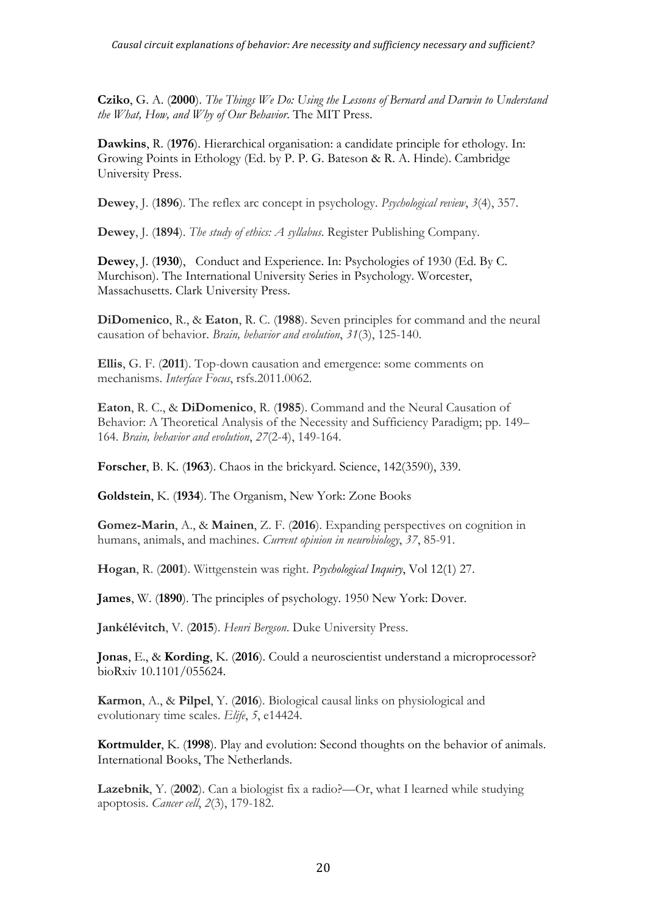**Cziko**, G. A. (**2000**). *The Things We Do: Using the Lessons of Bernard and Darwin to Understand the What, How, and Why of Our Behavior*. The MIT Press.

**Dawkins**, R. (**1976**). Hierarchical organisation: a candidate principle for ethology. In: Growing Points in Ethology (Ed. by P. P. G. Bateson & R. A. Hinde). Cambridge University Press.

**Dewey**, J. (**1896**). The reflex arc concept in psychology. *Psychological review*, *3*(4), 357.

**Dewey**, J. (**1894**). *The study of ethics: A syllabus*. Register Publishing Company.

**Dewey**, J. (**1930**), Conduct and Experience. In: Psychologies of 1930 (Ed. By C. Murchison). The International University Series in Psychology. Worcester, Massachusetts. Clark University Press.

**DiDomenico**, R., & **Eaton**, R. C. (**1988**). Seven principles for command and the neural causation of behavior. *Brain, behavior and evolution*, *31*(3), 125-140.

**Ellis**, G. F. (**2011**). Top-down causation and emergence: some comments on mechanisms. *Interface Focus*, rsfs.2011.0062.

**Eaton**, R. C., & **DiDomenico**, R. (**1985**). Command and the Neural Causation of Behavior: A Theoretical Analysis of the Necessity and Sufficiency Paradigm; pp. 149–164. *Brain, behavior and evolution*, *27*(2-4), 149-164.

**Forscher**, B. K. (**1963**). Chaos in the brickyard. Science, 142(3590), 339.

**Goldstein**, K. (**1934**). The Organism, New York: Zone Books

**Gomez-Marin**, A., & **Mainen**, Z. F. (**2016**). Expanding perspectives on cognition in humans, animals, and machines. *Current opinion in neurobiology*, *37*, 85-91.

**Hogan**, R. (**2001**). Wittgenstein was right. *Psychological Inquiry*, Vol 12(1) 27.

**James**, W. (**1890**). The principles of psychology. 1950 New York: Dover.

**Jankélévitch**, V. (**2015**). *Henri Bergson*. Duke University Press.

**Jonas**, E., & **Kording**, K. (**2016**). Could a neuroscientist understand a microprocessor? bioRxiv 10.1101/055624.

**Karmon**, A., & **Pilpel**, Y. (**2016**). Biological causal links on physiological and evolutionary time scales. *Elife*, *5*, e14424.

**Kortmulder**, K. (**1998**). Play and evolution: Second thoughts on the behavior of animals. International Books, The Netherlands.

**Lazebnik**, Y. (**2002**). Can a biologist fix a radio?—Or, what I learned while studying apoptosis. *Cancer cell*, *2*(3), 179-182.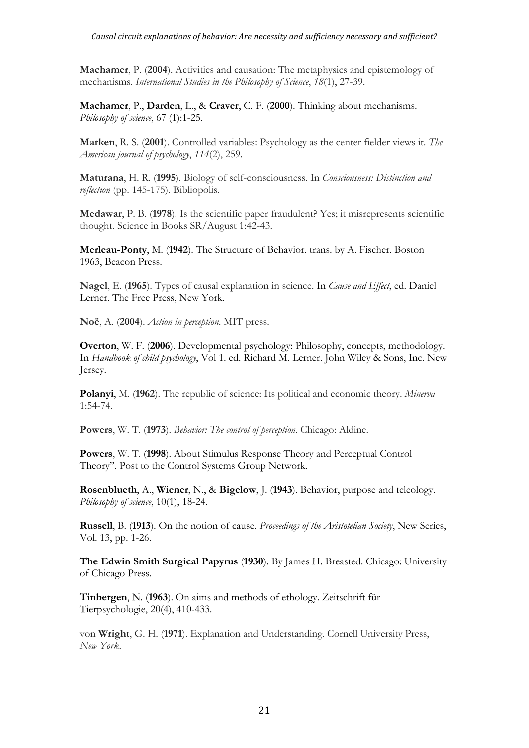**Machamer**, P. (**2004**). Activities and causation: The metaphysics and epistemology of mechanisms. *International Studies in the Philosophy of Science*, *18*(1), 27-39.

**Machamer**, P., **Darden**, L., & **Craver**, C. F. (**2000**). Thinking about mechanisms. *Philosophy of science*, 67 (1):1-25.

**Marken**, R. S. (**2001**). Controlled variables: Psychology as the center fielder views it. *The American journal of psychology*, *114*(2), 259.

**Maturana**, H. R. (**1995**). Biology of self-consciousness. In *Consciousness: Distinction and reflection* (pp. 145-175). Bibliopolis.

**Medawar**, P. B. (**1978**). Is the scientific paper fraudulent? Yes; it misrepresents scientific thought. Science in Books SR/August 1:42-43.

**Merleau-Ponty**, M. (**1942**). The Structure of Behavior. trans. by A. Fischer. Boston 1963, Beacon Press.

**Nagel**, E. (**1965**). Types of causal explanation in science. In *Cause and Effect*, ed. Daniel Lerner. The Free Press, New York.

**Noë**, A. (**2004**). *Action in perception*. MIT press.

**Overton**, W. F. (**2006**). Developmental psychology: Philosophy, concepts, methodology. In *Handbook of child psychology*, Vol 1. ed. Richard M. Lerner. John Wiley & Sons, Inc. New Jersey.

**Polanyi**, M. (**1962**). The republic of science: Its political and economic theory. *Minerva* 1:54-74.

**Powers**, W. T. (**1973**). *Behavior: The control of perception*. Chicago: Aldine.

**Powers**, W. T. (**1998**). About Stimulus Response Theory and Perceptual Control Theory". Post to the Control Systems Group Network.

**Rosenblueth**, A., **Wiener**, N., & **Bigelow**, J. (**1943**). Behavior, purpose and teleology. *Philosophy of science*, 10(1), 18-24.

**Russell**, B. (**1913**). On the notion of cause. *Proceedings of the Aristotelian Society*, New Series, Vol. 13, pp. 1-26.

**The Edwin Smith Surgical Papyrus** (**1930**). By James H. Breasted. Chicago: University of Chicago Press.

**Tinbergen**, N. (**1963**). On aims and methods of ethology. Zeitschrift für Tierpsychologie, 20(4), 410-433.

von **Wright**, G. H. (**1971**). Explanation and Understanding. Cornell University Press, *New York*.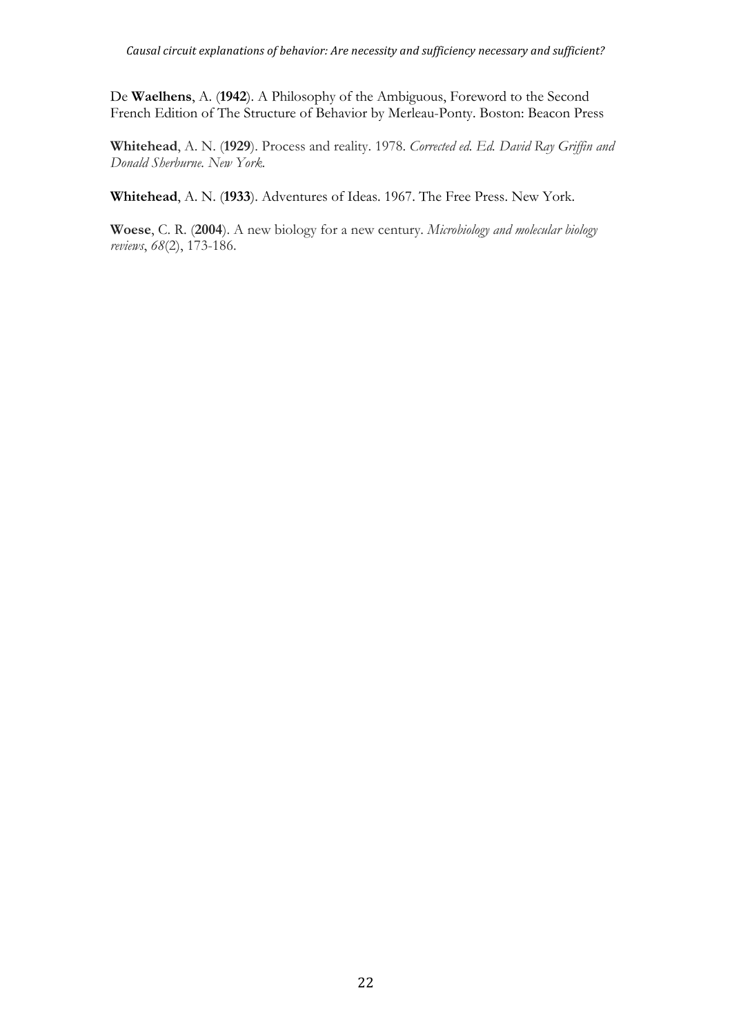De **Waelhens**, A. (**1942**). A Philosophy of the Ambiguous, Foreword to the Second French Edition of The Structure of Behavior by Merleau-Ponty. Boston: Beacon Press

**Whitehead**, A. N. (**1929**). Process and reality. 1978. *Corrected ed. Ed. David Ray Griffin and Donald Sherburne. New York.*

**Whitehead**, A. N. (**1933**). Adventures of Ideas. 1967. The Free Press. New York.

**Woese**, C. R. (**2004**). A new biology for a new century. *Microbiology and molecular biology reviews*, *68*(2), 173-186.